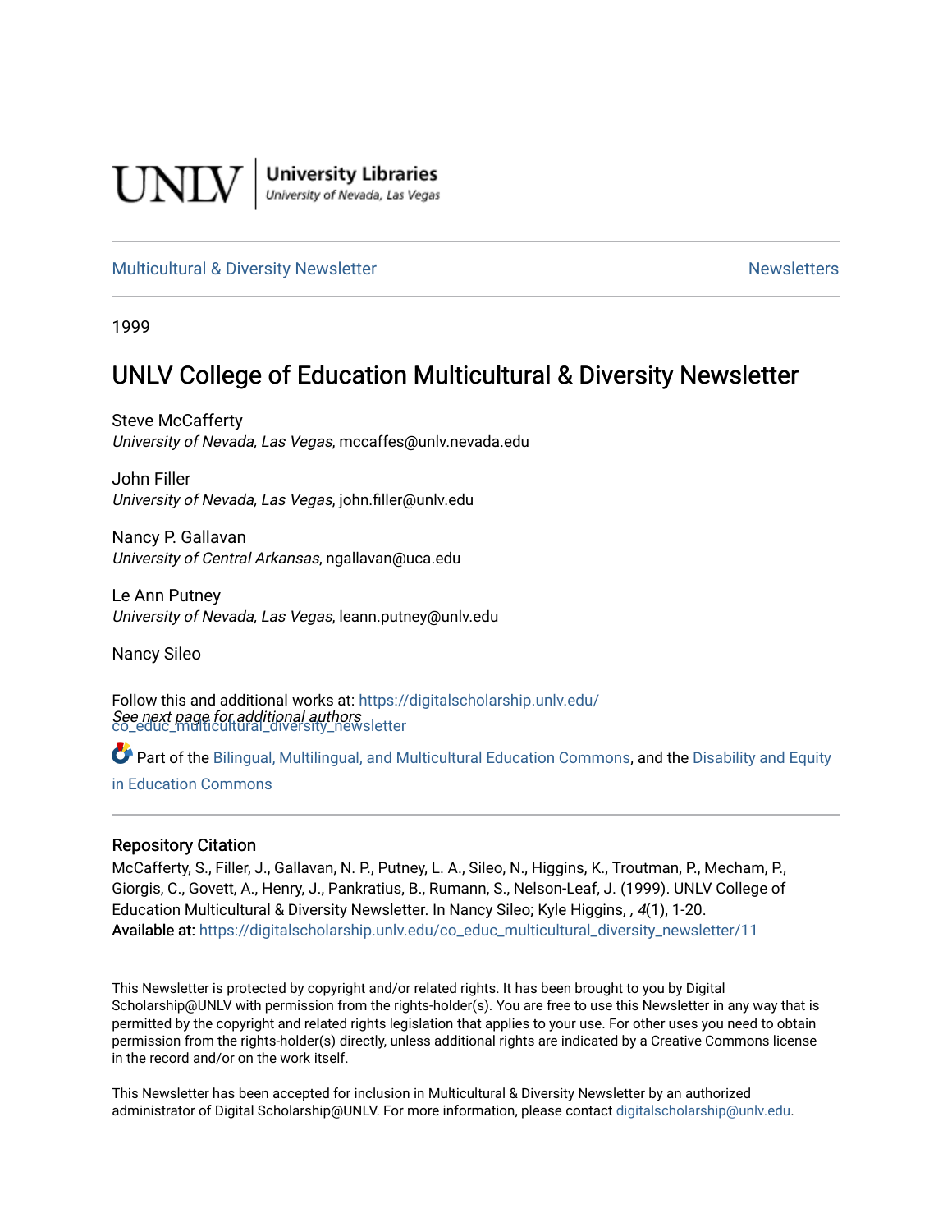UNLV | University Libraries
University of Nevada, Las Vegas

Multicultural & Diversity Newsletter | Newsletters

1999

# UNLV College of Education Multicultural & Diversity Newsletter

Steve McCafferty
*University of Nevada, Las Vegas*, mccaffes@unlv.nevada.edu

John Filler
*University of Nevada, Las Vegas*, john.filler@unlv.edu

Nancy P. Gallavan
*University of Central Arkansas*, ngallavan@uca.edu

Le Ann Putney
*University of Nevada, Las Vegas*, leann.putney@unlv.edu

Nancy Sileo

*See next page for additional authors*

Follow this and additional works at: https://digitalscholarship.unlv.edu/co_educ_multicultural_diversity_newsletter

Part of the Bilingual, Multilingual, and Multicultural Education Commons, and the Disability and Equity in Education Commons

## Repository Citation

McCafferty, S., Filler, J., Gallavan, N. P., Putney, L. A., Sileo, N., Higgins, K., Troutman, P., Mecham, P., Giorgis, C., Govett, A., Henry, J., Pankratius, B., Rumann, S., Nelson-Leaf, J. (1999). UNLV College of Education Multicultural & Diversity Newsletter. In Nancy Sileo; Kyle Higgins, , *4*(1), 1-20.
**Available at:** https://digitalscholarship.unlv.edu/co_educ_multicultural_diversity_newsletter/11

This Newsletter is protected by copyright and/or related rights. It has been brought to you by Digital Scholarship@UNLV with permission from the rights-holder(s). You are free to use this Newsletter in any way that is permitted by the copyright and related rights legislation that applies to your use. For other uses you need to obtain permission from the rights-holder(s) directly, unless additional rights are indicated by a Creative Commons license in the record and/or on the work itself.

This Newsletter has been accepted for inclusion in Multicultural & Diversity Newsletter by an authorized administrator of Digital Scholarship@UNLV. For more information, please contact digitalscholarship@unlv.edu.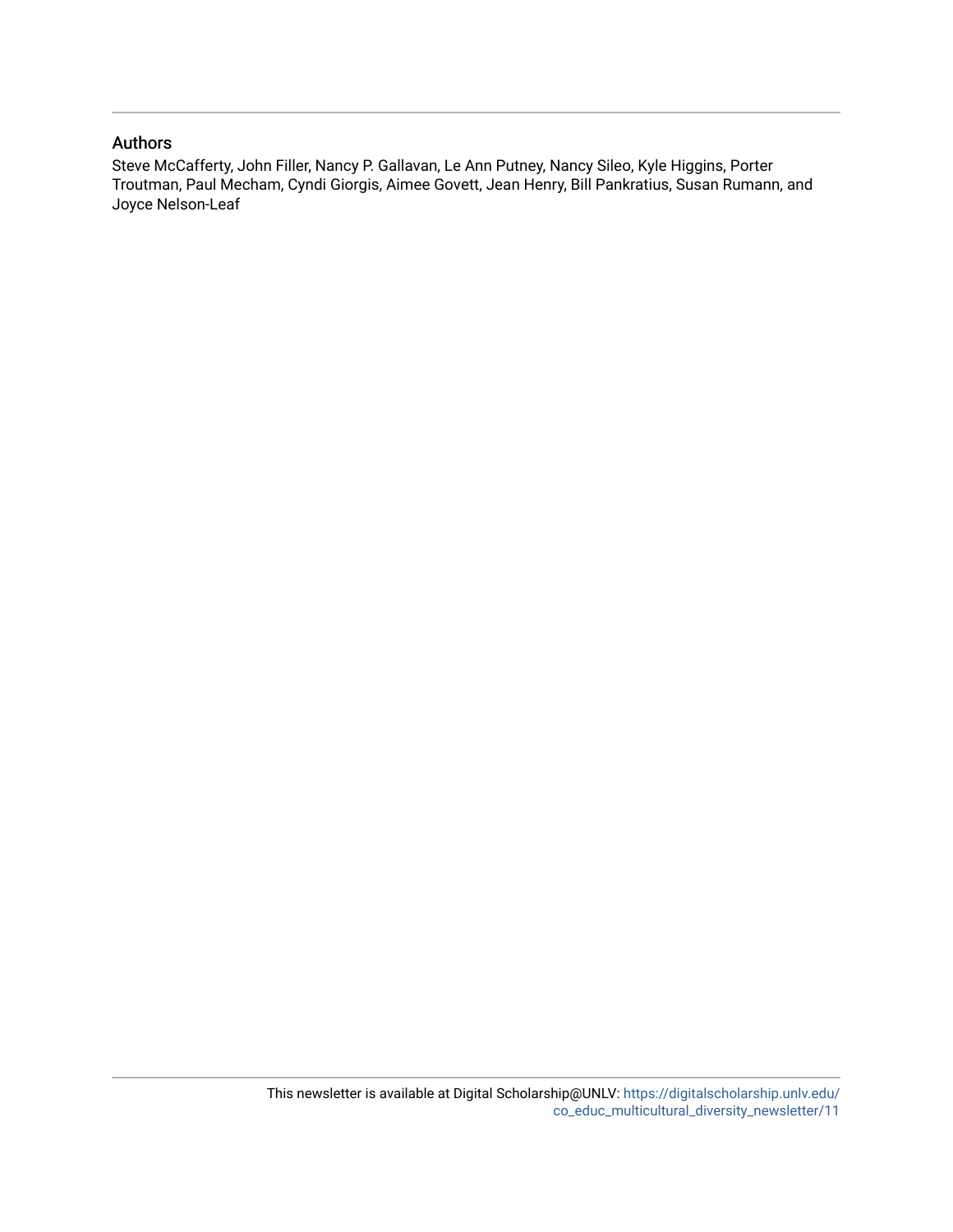## Authors

Steve McCafferty, John Filler, Nancy P. Gallavan, Le Ann Putney, Nancy Sileo, Kyle Higgins, Porter Troutman, Paul Mecham, Cyndi Giorgis, Aimee Govett, Jean Henry, Bill Pankratius, Susan Rumann, and Joyce Nelson-Leaf

This newsletter is available at Digital Scholarship@UNLV: https://digitalscholarship.unlv.edu/co_educ_multicultural_diversity_newsletter/11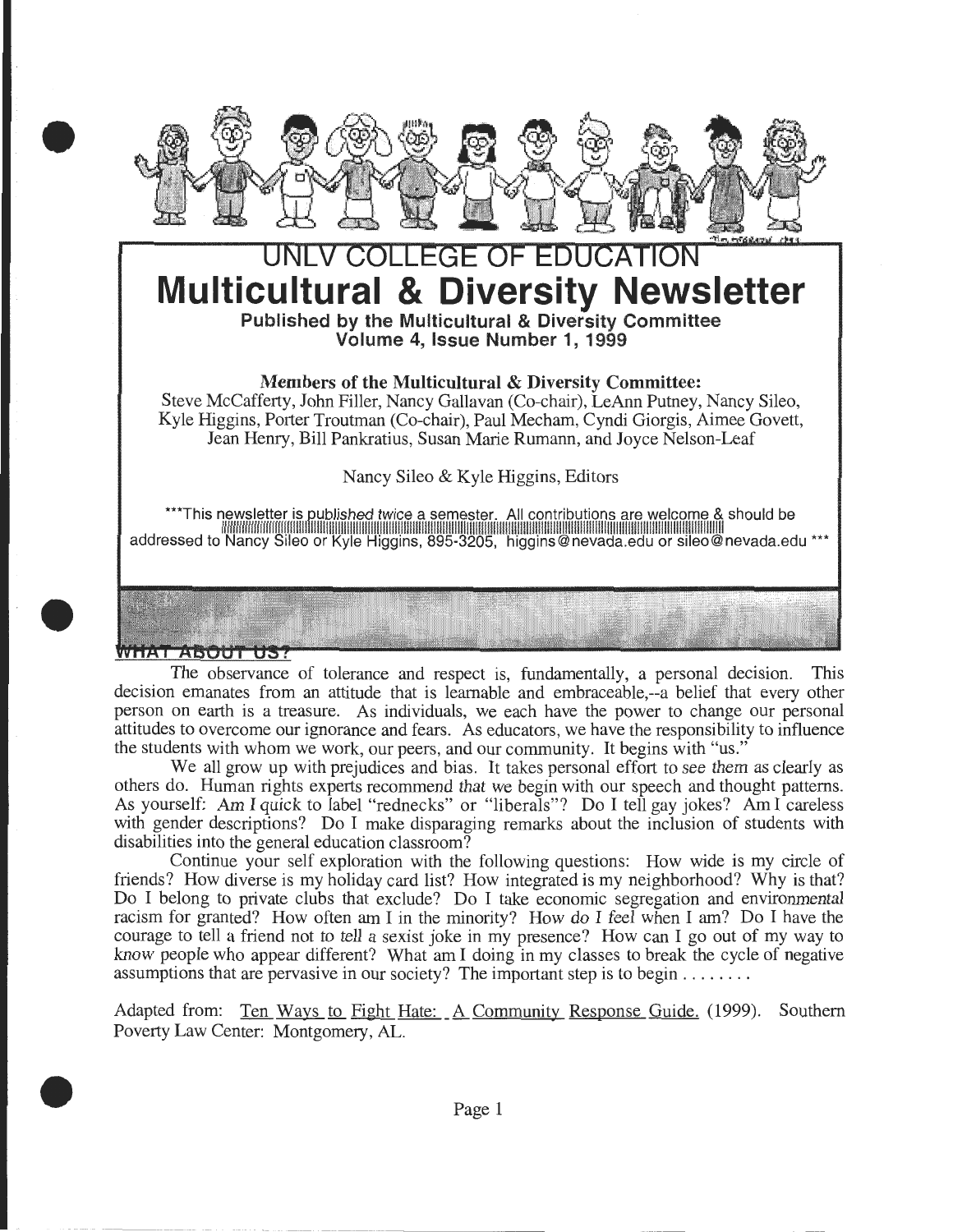# UNLV COLLEGE OF EDUCATION

# Multicultural & Diversity Newsletter

**Published by the Multicultural & Diversity Committee**
**Volume 4, Issue Number 1, 1999**

**Members of the Multicultural & Diversity Committee:**
Steve McCafferty, John Filler, Nancy Gallavan (Co-chair), LeAnn Putney, Nancy Sileo, Kyle Higgins, Porter Troutman (Co-chair), Paul Mecham, Cyndi Giorgis, Aimee Govett, Jean Henry, Bill Pankratius, Susan Marie Rumann, and Joyce Nelson-Leaf

Nancy Sileo & Kyle Higgins, Editors

***This newsletter is published twice a semester. All contributions are welcome & should be addressed to Nancy Sileo or Kyle Higgins, 895-3205, higgins@nevada.edu or sileo@nevada.edu ***

## WHAT ABOUT US?

The observance of tolerance and respect is, fundamentally, a personal decision. This decision emanates from an attitude that is learnable and embraceable,--a belief that every other person on earth is a treasure. As individuals, we each have the power to change our personal attitudes to overcome our ignorance and fears. As educators, we have the responsibility to influence the students with whom we work, our peers, and our community. It begins with "us."

We all grow up with prejudices and bias. It takes personal effort to see them as clearly as others do. Human rights experts recommend that we begin with our speech and thought patterns. As yourself: Am I quick to label "rednecks" or "liberals"? Do I tell gay jokes? Am I careless with gender descriptions? Do I make disparaging remarks about the inclusion of students with disabilities into the general education classroom?

Continue your self exploration with the following questions: How wide is my circle of friends? How diverse is my holiday card list? How integrated is my neighborhood? Why is that? Do I belong to private clubs that exclude? Do I take economic segregation and environmental racism for granted? How often am I in the minority? How do I feel when I am? Do I have the courage to tell a friend not to tell a sexist joke in my presence? How can I go out of my way to know people who appear different? What am I doing in my classes to break the cycle of negative assumptions that are pervasive in our society? The important step is to begin . . . . . . . .

Adapted from: Ten Ways to Fight Hate: A Community Response Guide. (1999). Southern Poverty Law Center: Montgomery, AL.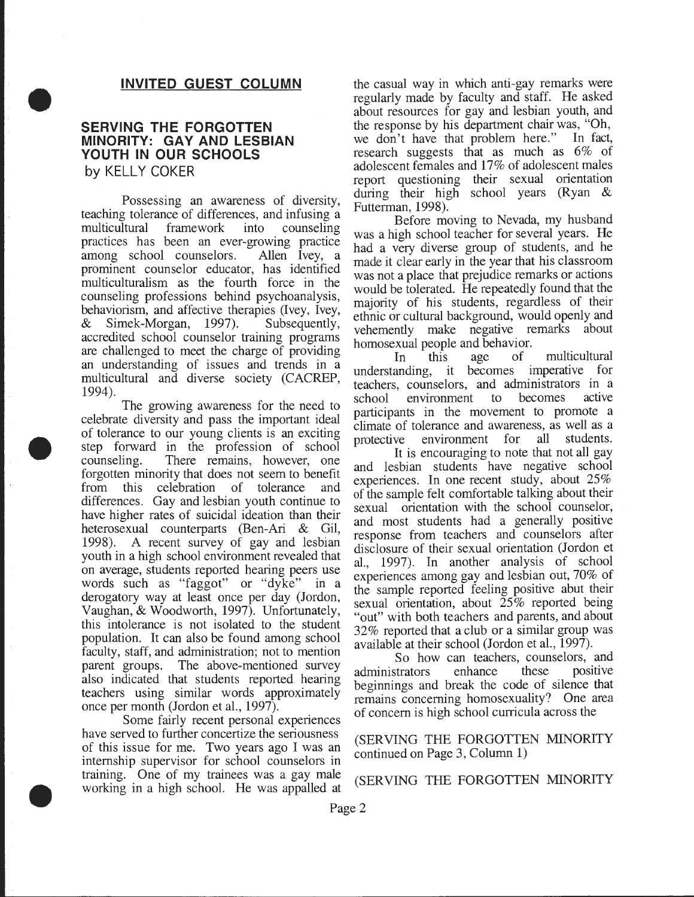## INVITED GUEST COLUMN

### SERVING THE FORGOTTEN MINORITY: GAY AND LESBIAN YOUTH IN OUR SCHOOLS

by KELLY COKER

Possessing an awareness of diversity, teaching tolerance of differences, and infusing a multicultural framework into counseling practices has been an ever-growing practice among school counselors. Allen Ivey, a prominent counselor educator, has identified multiculturalism as the fourth force in the counseling professions behind psychoanalysis, behaviorism, and affective therapies (Ivey, Ivey, & Simek-Morgan, 1997). Subsequently, accredited school counselor training programs are challenged to meet the charge of providing an understanding of issues and trends in a multicultural and diverse society (CACREP, 1994).

The growing awareness for the need to celebrate diversity and pass the important ideal of tolerance to our young clients is an exciting step forward in the profession of school counseling. There remains, however, one forgotten minority that does not seem to benefit from this celebration of tolerance and differences. Gay and lesbian youth continue to have higher rates of suicidal ideation than their heterosexual counterparts (Ben-Ari & Gil, 1998). A recent survey of gay and lesbian youth in a high school environment revealed that on average, students reported hearing peers use words such as "faggot" or "dyke" in a derogatory way at least once per day (Jordon, Vaughan, & Woodworth, 1997). Unfortunately, this intolerance is not isolated to the student population. It can also be found among school faculty, staff, and administration; not to mention parent groups. The above-mentioned survey also indicated that students reported hearing teachers using similar words approximately once per month (Jordon et al., 1997).

Some fairly recent personal experiences have served to further concertize the seriousness of this issue for me. Two years ago I was an internship supervisor for school counselors in training. One of my trainees was a gay male working in a high school. He was appalled at the casual way in which anti-gay remarks were regularly made by faculty and staff. He asked about resources for gay and lesbian youth, and the response by his department chair was, "Oh, we don't have that problem here." In fact, research suggests that as much as 6% of adolescent females and 17% of adolescent males report questioning their sexual orientation during their high school years (Ryan & Futterman, 1998).

Before moving to Nevada, my husband was a high school teacher for several years. He had a very diverse group of students, and he made it clear early in the year that his classroom was not a place that prejudice remarks or actions would be tolerated. He repeatedly found that the majority of his students, regardless of their ethnic or cultural background, would openly and vehemently make negative remarks about homosexual people and behavior.

In this age of multicultural understanding, it becomes imperative for teachers, counselors, and administrators in a school environment to becomes active participants in the movement to promote a climate of tolerance and awareness, as well as a protective environment for all students.

It is encouraging to note that not all gay and lesbian students have negative school experiences. In one recent study, about 25% of the sample felt comfortable talking about their sexual orientation with the school counselor, and most students had a generally positive response from teachers and counselors after disclosure of their sexual orientation (Jordon et al., 1997). In another analysis of school experiences among gay and lesbian out, 70% of the sample reported feeling positive abut their sexual orientation, about 25% reported being "out" with both teachers and parents, and about 32% reported that a club or a similar group was available at their school (Jordon et al., 1997).

So how can teachers, counselors, and administrators enhance these positive beginnings and break the code of silence that remains concerning homosexuality? One area of concern is high school curricula across the

(SERVING THE FORGOTTEN MINORITY continued on Page 3, Column 1)

(SERVING THE FORGOTTEN MINORITY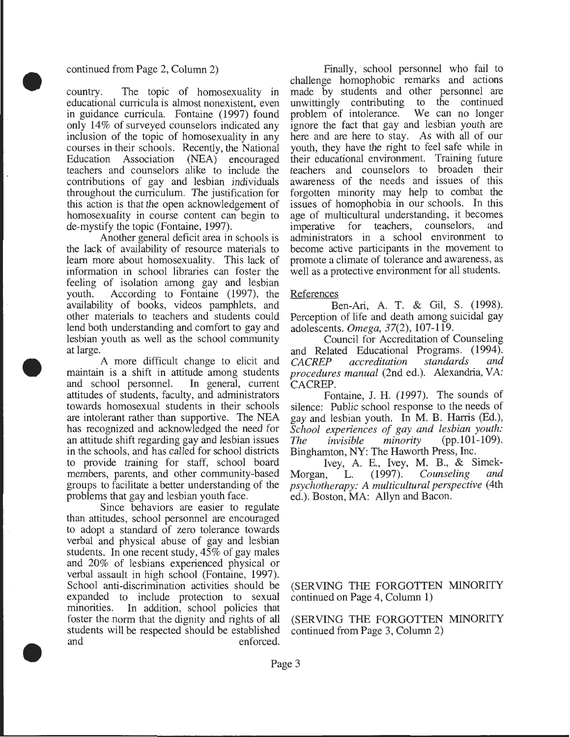continued from Page 2, Column 2)

country. The topic of homosexuality in educational curricula is almost nonexistent, even in guidance curricula. Fontaine (1997) found only 14% of surveyed counselors indicated any inclusion of the topic of homosexuality in any courses in their schools. Recently, the National Education Association (NEA) encouraged teachers and counselors alike to include the contributions of gay and lesbian individuals throughout the curriculum. The justification for this action is that the open acknowledgement of homosexuality in course content can begin to de-mystify the topic (Fontaine, 1997).

Another general deficit area in schools is the lack of availability of resource materials to learn more about homosexuality. This lack of information in school libraries can foster the feeling of isolation among gay and lesbian youth. According to Fontaine (1997), the availability of books, videos pamphlets, and other materials to teachers and students could lend both understanding and comfort to gay and lesbian youth as well as the school community at large.

A more difficult change to elicit and maintain is a shift in attitude among students and school personnel. In general, current attitudes of students, faculty, and administrators towards homosexual students in their schools are intolerant rather than supportive. The NEA has recognized and acknowledged the need for an attitude shift regarding gay and lesbian issues in the schools, and has called for school districts to provide training for staff, school board members, parents, and other community-based groups to facilitate a better understanding of the problems that gay and lesbian youth face.

Since behaviors are easier to regulate than attitudes, school personnel are encouraged to adopt a standard of zero tolerance towards verbal and physical abuse of gay and lesbian students. In one recent study, 45% of gay males and 20% of lesbians experienced physical or verbal assault in high school (Fontaine, 1997). School anti-discrimination activities should be expanded to include protection to sexual minorities. In addition, school policies that foster the norm that the dignity and rights of all students will be respected should be established and enforced.

Finally, school personnel who fail to challenge homophobic remarks and actions made by students and other personnel are unwittingly contributing to the continued problem of intolerance. We can no longer ignore the fact that gay and lesbian youth are here and are here to stay. As with all of our youth, they have the right to feel safe while in their educational environment. Training future teachers and counselors to broaden their awareness of the needs and issues of this forgotten minority may help to combat the issues of homophobia in our schools. In this age of multicultural understanding, it becomes imperative for teachers, counselors, and administrators in a school environment to become active participants in the movement to promote a climate of tolerance and awareness, as well as a protective environment for all students.

References

Ben-Ari, A. T. & Gil, S. (1998). Perception of life and death among suicidal gay adolescents. *Omega, 37*(2), 107-119.

Council for Accreditation of Counseling and Related Educational Programs. (1994). *CACREP accreditation standards and procedures manual* (2nd ed.). Alexandria, VA: CACREP.

Fontaine, J. H. (1997). The sounds of silence: Public school response to the needs of gay and lesbian youth. In M. B. Harris (Ed.), *School experiences of gay and lesbian youth: The invisible minority* (pp.101-109). Binghamton, NY: The Haworth Press, Inc.

Ivey, A. E., Ivey, M. B., & Simek-Morgan, L. (1997). *Counseling and psychotherapy: A multicultural perspective* (4th ed.). Boston, MA: Allyn and Bacon.

(SERVING THE FORGOTTEN MINORITY continued on Page 4, Column 1)

(SERVING THE FORGOTTEN MINORITY continued from Page 3, Column 2)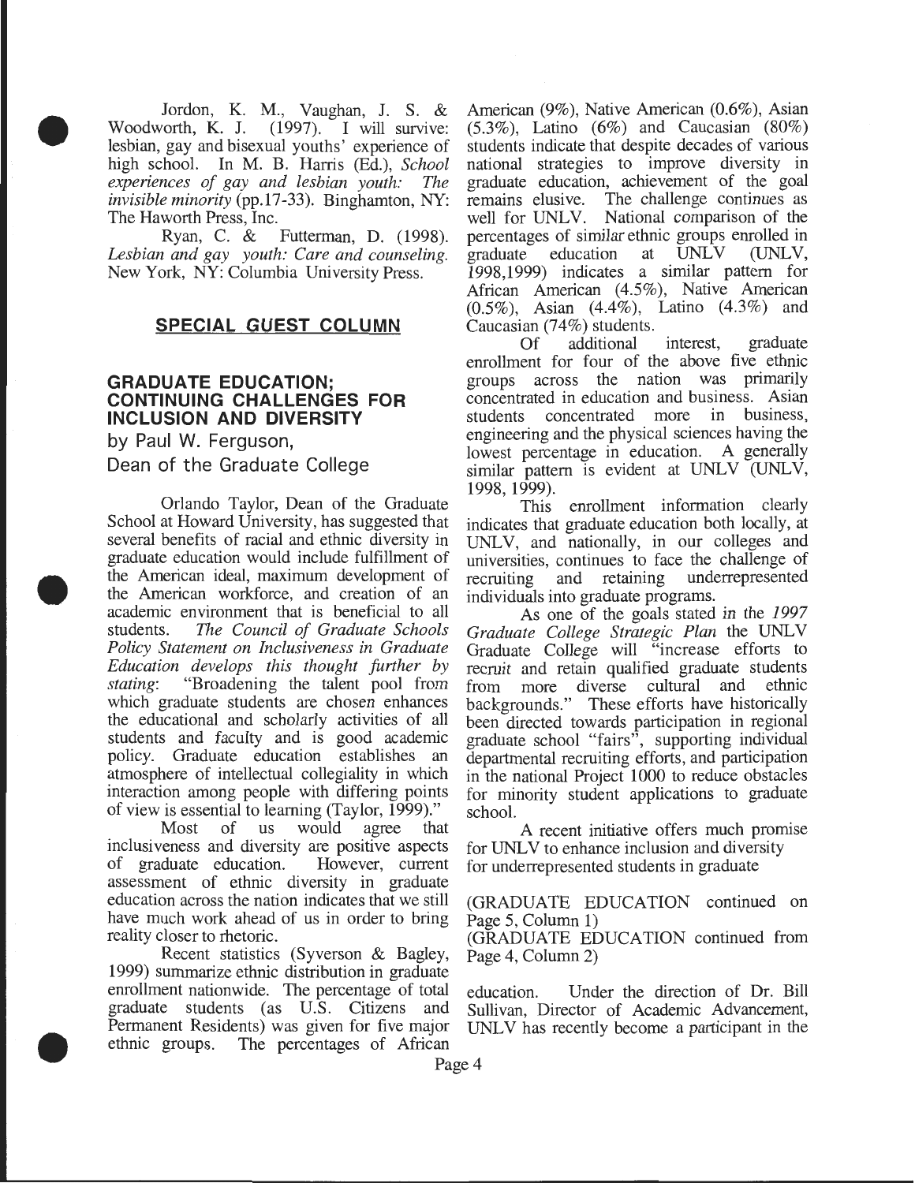Jordon, K. M., Vaughan, J. S. & Woodworth, K. J. (1997). I will survive: lesbian, gay and bisexual youths' experience of high school. In M. B. Harris (Ed.), *School experiences of gay and lesbian youth: The invisible minority* (pp.17-33). Binghamton, NY: The Haworth Press, Inc.

Ryan, C. & Futterman, D. (1998). *Lesbian and gay youth: Care and counseling.* New York, NY: Columbia University Press.

## SPECIAL GUEST COLUMN

### GRADUATE EDUCATION; CONTINUING CHALLENGES FOR INCLUSION AND DIVERSITY

by Paul W. Ferguson,
Dean of the Graduate College

Orlando Taylor, Dean of the Graduate School at Howard University, has suggested that several benefits of racial and ethnic diversity in graduate education would include fulfillment of the American ideal, maximum development of the American workforce, and creation of an academic environment that is beneficial to all students. *The Council of Graduate Schools Policy Statement on Inclusiveness in Graduate Education develops this thought further by stating*: "Broadening the talent pool from which graduate students are chosen enhances the educational and scholarly activities of all students and faculty and is good academic policy. Graduate education establishes an atmosphere of intellectual collegiality in which interaction among people with differing points of view is essential to learning (Taylor, 1999)."

Most of us would agree that inclusiveness and diversity are positive aspects of graduate education. However, current assessment of ethnic diversity in graduate education across the nation indicates that we still have much work ahead of us in order to bring reality closer to rhetoric.

Recent statistics (Syverson & Bagley, 1999) summarize ethnic distribution in graduate enrollment nationwide. The percentage of total graduate students (as U.S. Citizens and Permanent Residents) was given for five major ethnic groups. The percentages of African American (9%), Native American (0.6%), Asian (5.3%), Latino (6%) and Caucasian (80%) students indicate that despite decades of various national strategies to improve diversity in graduate education, achievement of the goal remains elusive. The challenge continues as well for UNLV. National comparison of the percentages of similar ethnic groups enrolled in graduate education at UNLV (UNLV, 1998,1999) indicates a similar pattern for African American (4.5%), Native American (0.5%), Asian (4.4%), Latino (4.3%) and Caucasian (74%) students.

Of additional interest, graduate enrollment for four of the above five ethnic groups across the nation was primarily concentrated in education and business. Asian students concentrated more in business, engineering and the physical sciences having the lowest percentage in education. A generally similar pattern is evident at UNLV (UNLV, 1998, 1999).

This enrollment information clearly indicates that graduate education both locally, at UNLV, and nationally, in our colleges and universities, continues to face the challenge of recruiting and retaining underrepresented individuals into graduate programs.

As one of the goals stated in the *1997 Graduate College Strategic Plan* the UNLV Graduate College will "increase efforts to recruit and retain qualified graduate students from more diverse cultural and ethnic backgrounds." These efforts have historically been directed towards participation in regional graduate school "fairs", supporting individual departmental recruiting efforts, and participation in the national Project 1000 to reduce obstacles for minority student applications to graduate school.

A recent initiative offers much promise for UNLV to enhance inclusion and diversity for underrepresented students in graduate

(GRADUATE EDUCATION continued on Page 5, Column 1)

(GRADUATE EDUCATION continued from Page 4, Column 2)

education. Under the direction of Dr. Bill Sullivan, Director of Academic Advancement, UNLV has recently become a participant in the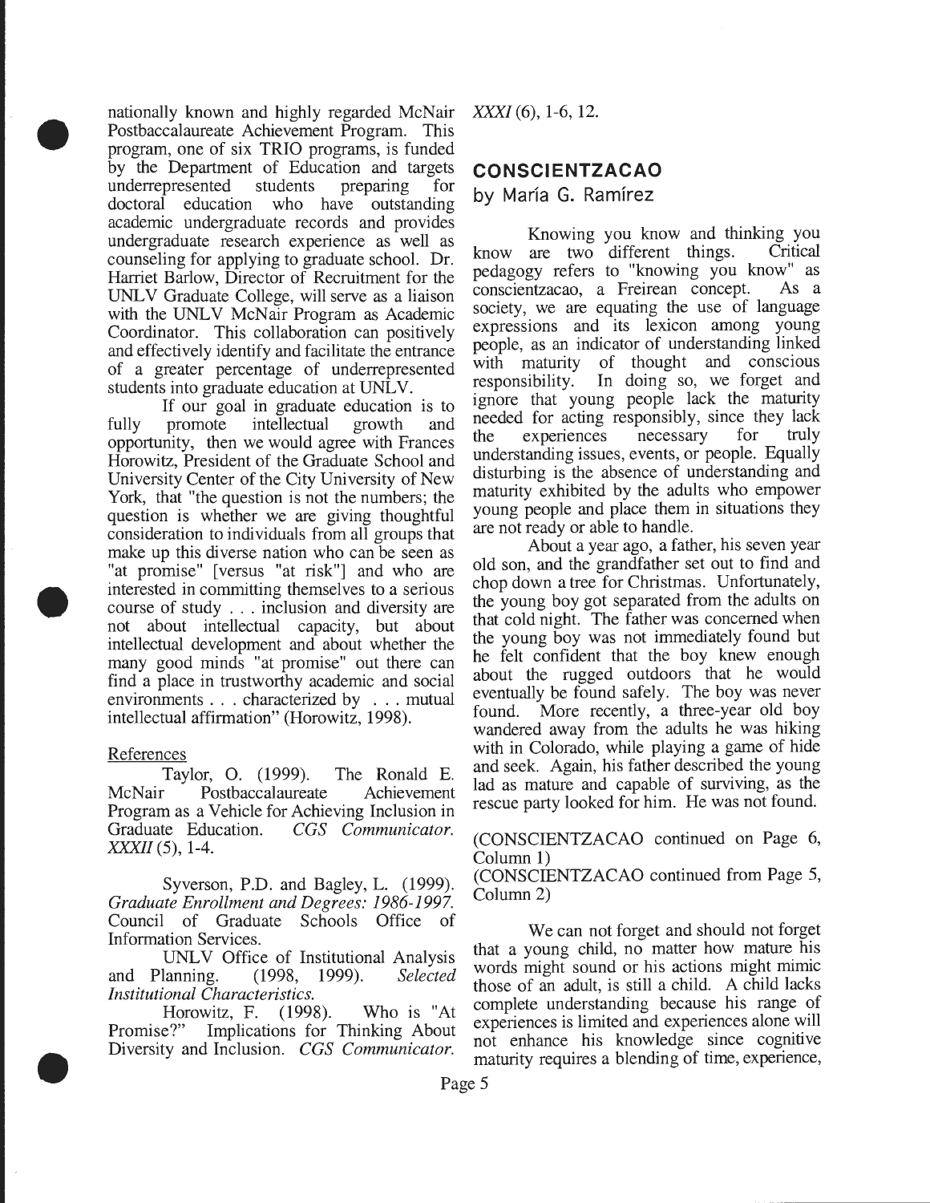nationally known and highly regarded McNair Postbaccalaureate Achievement Program. This program, one of six TRIO programs, is funded by the Department of Education and targets underrepresented students preparing for doctoral education who have outstanding academic undergraduate records and provides undergraduate research experience as well as counseling for applying to graduate school. Dr. Harriet Barlow, Director of Recruitment for the UNLV Graduate College, will serve as a liaison with the UNLV McNair Program as Academic Coordinator. This collaboration can positively and effectively identify and facilitate the entrance of a greater percentage of underrepresented students into graduate education at UNLV.

If our goal in graduate education is to fully promote intellectual growth and opportunity, then we would agree with Frances Horowitz, President of the Graduate School and University Center of the City University of New York, that "the question is not the numbers; the question is whether we are giving thoughtful consideration to individuals from all groups that make up this diverse nation who can be seen as "at promise" [versus "at risk"] and who are interested in committing themselves to a serious course of study . . . inclusion and diversity are not about intellectual capacity, but about intellectual development and about whether the many good minds "at promise" out there can find a place in trustworthy academic and social environments . . . characterized by . . . mutual intellectual affirmation" (Horowitz, 1998).

References

Taylor, O. (1999). The Ronald E. McNair Postbaccalaureate Achievement Program as a Vehicle for Achieving Inclusion in Graduate Education. *CGS Communicator. XXXII* (5), 1-4.

Syverson, P.D. and Bagley, L. (1999). *Graduate Enrollment and Degrees: 1986-1997.* Council of Graduate Schools Office of Information Services.

UNLV Office of Institutional Analysis and Planning. (1998, 1999). *Selected Institutional Characteristics.*

Horowitz, F. (1998). Who is "At Promise?" Implications for Thinking About Diversity and Inclusion. *CGS Communicator. XXXI* (6), 1-6, 12.

## CONSCIENTZACAO
by María G. Ramírez

Knowing you know and thinking you know are two different things. Critical pedagogy refers to "knowing you know" as conscientzacao, a Freirean concept. As a society, we are equating the use of language expressions and its lexicon among young people, as an indicator of understanding linked with maturity of thought and conscious responsibility. In doing so, we forget and ignore that young people lack the maturity needed for acting responsibly, since they lack the experiences necessary for truly understanding issues, events, or people. Equally disturbing is the absence of understanding and maturity exhibited by the adults who empower young people and place them in situations they are not ready or able to handle.

About a year ago, a father, his seven year old son, and the grandfather set out to find and chop down a tree for Christmas. Unfortunately, the young boy got separated from the adults on that cold night. The father was concerned when the young boy was not immediately found but he felt confident that the boy knew enough about the rugged outdoors that he would eventually be found safely. The boy was never found. More recently, a three-year old boy wandered away from the adults he was hiking with in Colorado, while playing a game of hide and seek. Again, his father described the young lad as mature and capable of surviving, as the rescue party looked for him. He was not found.

(CONSCIENTZACAO continued on Page 6, Column 1)
(CONSCIENTZACAO continued from Page 5, Column 2)

We can not forget and should not forget that a young child, no matter how mature his words might sound or his actions might mimic those of an adult, is still a child. A child lacks complete understanding because his range of experiences is limited and experiences alone will not enhance his knowledge since cognitive maturity requires a blending of time, experience,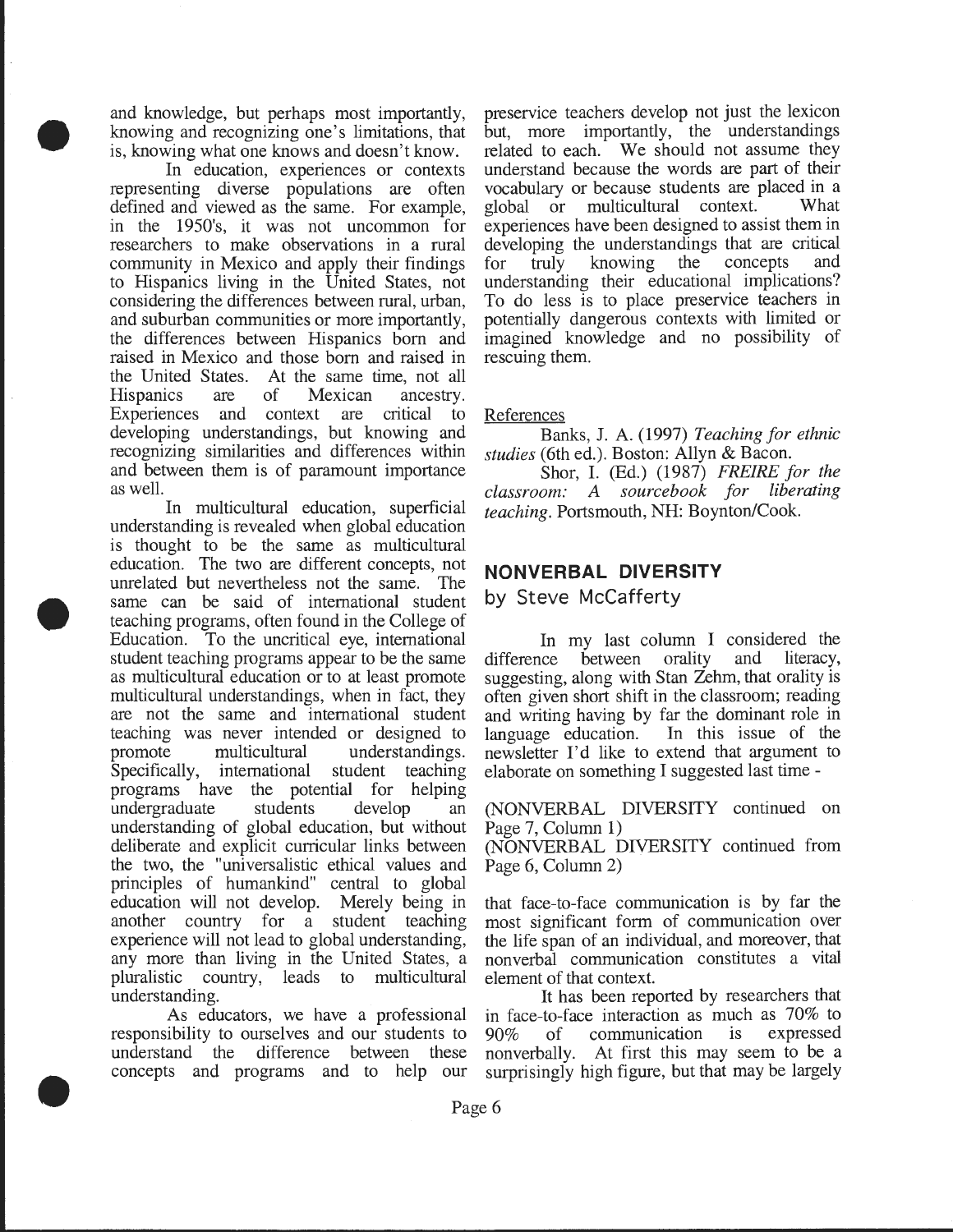and knowledge, but perhaps most importantly, knowing and recognizing one's limitations, that is, knowing what one knows and doesn't know.

In education, experiences or contexts representing diverse populations are often defined and viewed as the same. For example, in the 1950's, it was not uncommon for researchers to make observations in a rural community in Mexico and apply their findings to Hispanics living in the United States, not considering the differences between rural, urban, and suburban communities or more importantly, the differences between Hispanics born and raised in Mexico and those born and raised in the United States. At the same time, not all Hispanics are of Mexican ancestry. Experiences and context are critical to developing understandings, but knowing and recognizing similarities and differences within and between them is of paramount importance as well.

In multicultural education, superficial understanding is revealed when global education is thought to be the same as multicultural education. The two are different concepts, not unrelated but nevertheless not the same. The same can be said of international student teaching programs, often found in the College of Education. To the uncritical eye, international student teaching programs appear to be the same as multicultural education or to at least promote multicultural understandings, when in fact, they are not the same and international student teaching was never intended or designed to promote multicultural understandings. Specifically, international student teaching programs have the potential for helping undergraduate students develop an understanding of global education, but without deliberate and explicit curricular links between the two, the "universalistic ethical values and principles of humankind" central to global education will not develop. Merely being in another country for a student teaching experience will not lead to global understanding, any more than living in the United States, a pluralistic country, leads to multicultural understanding.

As educators, we have a professional responsibility to ourselves and our students to understand the difference between these concepts and programs and to help our preservice teachers develop not just the lexicon but, more importantly, the understandings related to each. We should not assume they understand because the words are part of their vocabulary or because students are placed in a global or multicultural context. What experiences have been designed to assist them in developing the understandings that are critical for truly knowing the concepts and understanding their educational implications? To do less is to place preservice teachers in potentially dangerous contexts with limited or imagined knowledge and no possibility of rescuing them.

References

Banks, J. A. (1997) *Teaching for ethnic studies* (6th ed.). Boston: Allyn & Bacon.

Shor, I. (Ed.) (1987) *FREIRE for the classroom: A sourcebook for liberating teaching*. Portsmouth, NH: Boynton/Cook.

## NONVERBAL DIVERSITY

### by Steve McCafferty

In my last column I considered the difference between orality and literacy, suggesting, along with Stan Zehm, that orality is often given short shift in the classroom; reading and writing having by far the dominant role in language education. In this issue of the newsletter I'd like to extend that argument to elaborate on something I suggested last time -

(NONVERBAL DIVERSITY continued on Page 7, Column 1)
(NONVERBAL DIVERSITY continued from Page 6, Column 2)

that face-to-face communication is by far the most significant form of communication over the life span of an individual, and moreover, that nonverbal communication constitutes a vital element of that context.

It has been reported by researchers that in face-to-face interaction as much as 70% to 90% of communication is expressed nonverbally. At first this may seem to be a surprisingly high figure, but that may be largely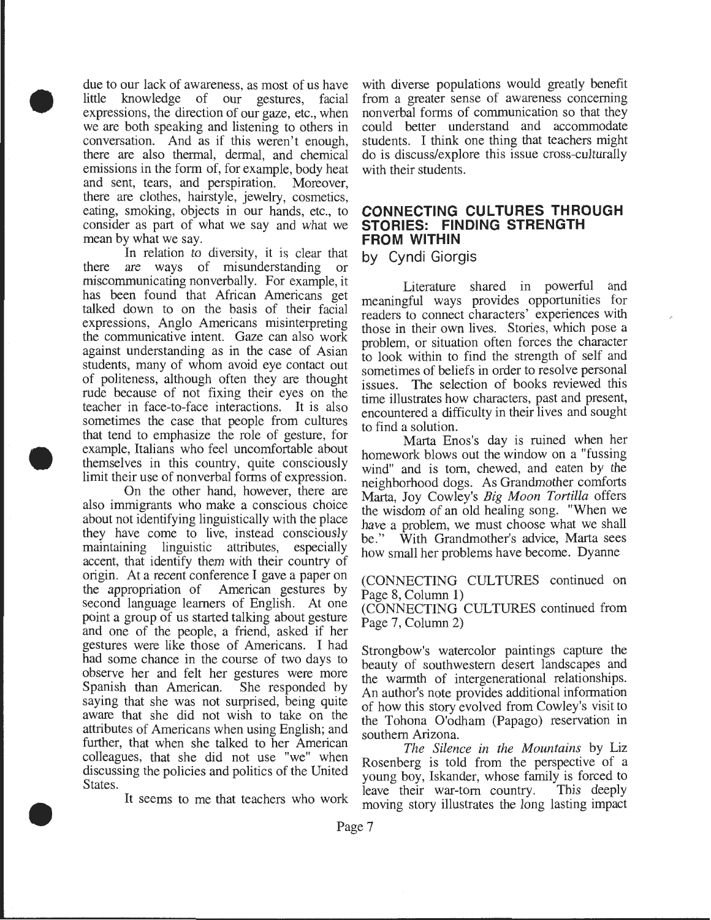due to our lack of awareness, as most of us have little knowledge of our gestures, facial expressions, the direction of our gaze, etc., when we are both speaking and listening to others in conversation. And as if this weren't enough, there are also thermal, dermal, and chemical emissions in the form of, for example, body heat and sent, tears, and perspiration. Moreover, there are clothes, hairstyle, jewelry, cosmetics, eating, smoking, objects in our hands, etc., to consider as part of what we say and what we mean by what we say.

In relation to diversity, it is clear that there are ways of misunderstanding or miscommunicating nonverbally. For example, it has been found that African Americans get talked down to on the basis of their facial expressions, Anglo Americans misinterpreting the communicative intent. Gaze can also work against understanding as in the case of Asian students, many of whom avoid eye contact out of politeness, although often they are thought rude because of not fixing their eyes on the teacher in face-to-face interactions. It is also sometimes the case that people from cultures that tend to emphasize the role of gesture, for example, Italians who feel uncomfortable about themselves in this country, quite consciously limit their use of nonverbal forms of expression.

On the other hand, however, there are also immigrants who make a conscious choice about not identifying linguistically with the place they have come to live, instead consciously maintaining linguistic attributes, especially accent, that identify them with their country of origin. At a recent conference I gave a paper on the appropriation of American gestures by second language learners of English. At one point a group of us started talking about gesture and one of the people, a friend, asked if her gestures were like those of Americans. I had had some chance in the course of two days to observe her and felt her gestures were more Spanish than American. She responded by saying that she was not surprised, being quite aware that she did not wish to take on the attributes of Americans when using English; and further, that when she talked to her American colleagues, that she did not use "we" when discussing the policies and politics of the United States.

It seems to me that teachers who work with diverse populations would greatly benefit from a greater sense of awareness concerning nonverbal forms of communication so that they could better understand and accommodate students. I think one thing that teachers might do is discuss/explore this issue cross-culturally with their students.

## CONNECTING CULTURES THROUGH STORIES: FINDING STRENGTH FROM WITHIN

by Cyndi Giorgis

Literature shared in powerful and meaningful ways provides opportunities for readers to connect characters' experiences with those in their own lives. Stories, which pose a problem, or situation often forces the character to look within to find the strength of self and sometimes of beliefs in order to resolve personal issues. The selection of books reviewed this time illustrates how characters, past and present, encountered a difficulty in their lives and sought to find a solution.

Marta Enos's day is ruined when her homework blows out the window on a "fussing wind" and is torn, chewed, and eaten by the neighborhood dogs. As Grandmother comforts Marta, Joy Cowley's *Big Moon Tortilla* offers the wisdom of an old healing song. "When we have a problem, we must choose what we shall be." With Grandmother's advice, Marta sees how small her problems have become. Dyanne

(CONNECTING CULTURES continued on Page 8, Column 1)

(CONNECTING CULTURES continued from Page 7, Column 2)

Strongbow's watercolor paintings capture the beauty of southwestern desert landscapes and the warmth of intergenerational relationships. An author's note provides additional information of how this story evolved from Cowley's visit to the Tohona O'odham (Papago) reservation in southern Arizona.

*The Silence in the Mountains* by Liz Rosenberg is told from the perspective of a young boy, Iskander, whose family is forced to leave their war-torn country. This deeply moving story illustrates the long lasting impact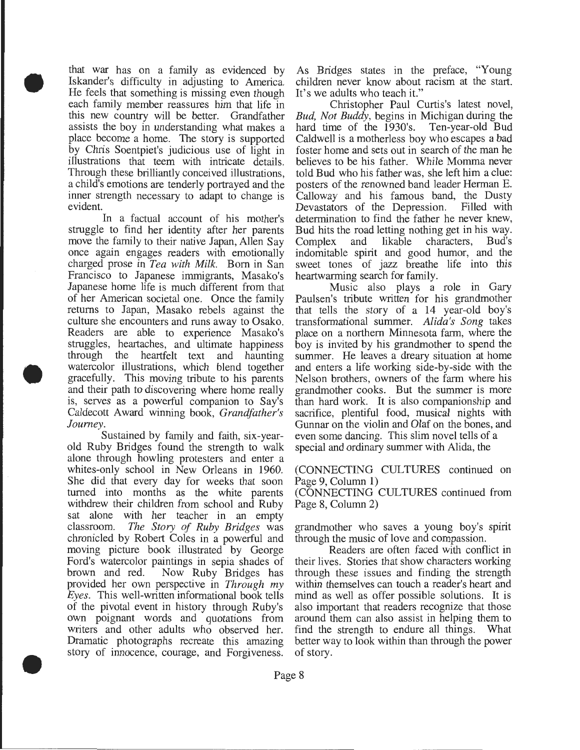that war has on a family as evidenced by Iskander's difficulty in adjusting to America. He feels that something is missing even though each family member reassures him that life in this new country will be better. Grandfather assists the boy in understanding what makes a place become a home. The story is supported by Chris Soentpiet's judicious use of light in illustrations that teem with intricate details. Through these brilliantly conceived illustrations, a child's emotions are tenderly portrayed and the inner strength necessary to adapt to change is evident.

In a factual account of his mother's struggle to find her identity after her parents move the family to their native Japan, Allen Say once again engages readers with emotionally charged prose in *Tea with Milk*. Born in San Francisco to Japanese immigrants, Masako's Japanese home life is much different from that of her American societal one. Once the family returns to Japan, Masako rebels against the culture she encounters and runs away to Osako. Readers are able to experience Masako's struggles, heartaches, and ultimate happiness through the heartfelt text and haunting watercolor illustrations, which blend together gracefully. This moving tribute to his parents and their path to discovering where home really is, serves as a powerful companion to Say's Caldecott Award winning book, *Grandfather's Journey*.

Sustained by family and faith, six-year-old Ruby Bridges found the strength to walk alone through howling protesters and enter a whites-only school in New Orleans in 1960. She did that every day for weeks that soon turned into months as the white parents withdrew their children from school and Ruby sat alone with her teacher in an empty classroom. *The Story of Ruby Bridges* was chronicled by Robert Coles in a powerful and moving picture book illustrated by George Ford's watercolor paintings in sepia shades of brown and red. Now Ruby Bridges has provided her own perspective in *Through my Eyes*. This well-written informational book tells of the pivotal event in history through Ruby's own poignant words and quotations from writers and other adults who observed her. Dramatic photographs recreate this amazing story of innocence, courage, and Forgiveness. As Bridges states in the preface, "Young children never know about racism at the start. It's we adults who teach it."

Christopher Paul Curtis's latest novel, *Bud, Not Buddy*, begins in Michigan during the hard time of the 1930's. Ten-year-old Bud Caldwell is a motherless boy who escapes a bad foster home and sets out in search of the man he believes to be his father. While Momma never told Bud who his father was, she left him a clue: posters of the renowned band leader Herman E. Calloway and his famous band, the Dusty Devastators of the Depression. Filled with determination to find the father he never knew, Bud hits the road letting nothing get in his way. Complex and likable characters, Bud's indomitable spirit and good humor, and the sweet tones of jazz breathe life into this heartwarming search for family.

Music also plays a role in Gary Paulsen's tribute written for his grandmother that tells the story of a 14 year-old boy's transformational summer. *Alida's Song* takes place on a northern Minnesota farm, where the boy is invited by his grandmother to spend the summer. He leaves a dreary situation at home and enters a life working side-by-side with the Nelson brothers, owners of the farm where his grandmother cooks. But the summer is more than hard work. It is also companionship and sacrifice, plentiful food, musical nights with Gunnar on the violin and Olaf on the bones, and even some dancing. This slim novel tells of a special and ordinary summer with Alida, the

(CONNECTING CULTURES continued on Page 9, Column 1)

(CONNECTING CULTURES continued from Page 8, Column 2)

grandmother who saves a young boy's spirit through the music of love and compassion.

Readers are often faced with conflict in their lives. Stories that show characters working through these issues and finding the strength within themselves can touch a reader's heart and mind as well as offer possible solutions. It is also important that readers recognize that those around them can also assist in helping them to find the strength to endure all things. What better way to look within than through the power of story.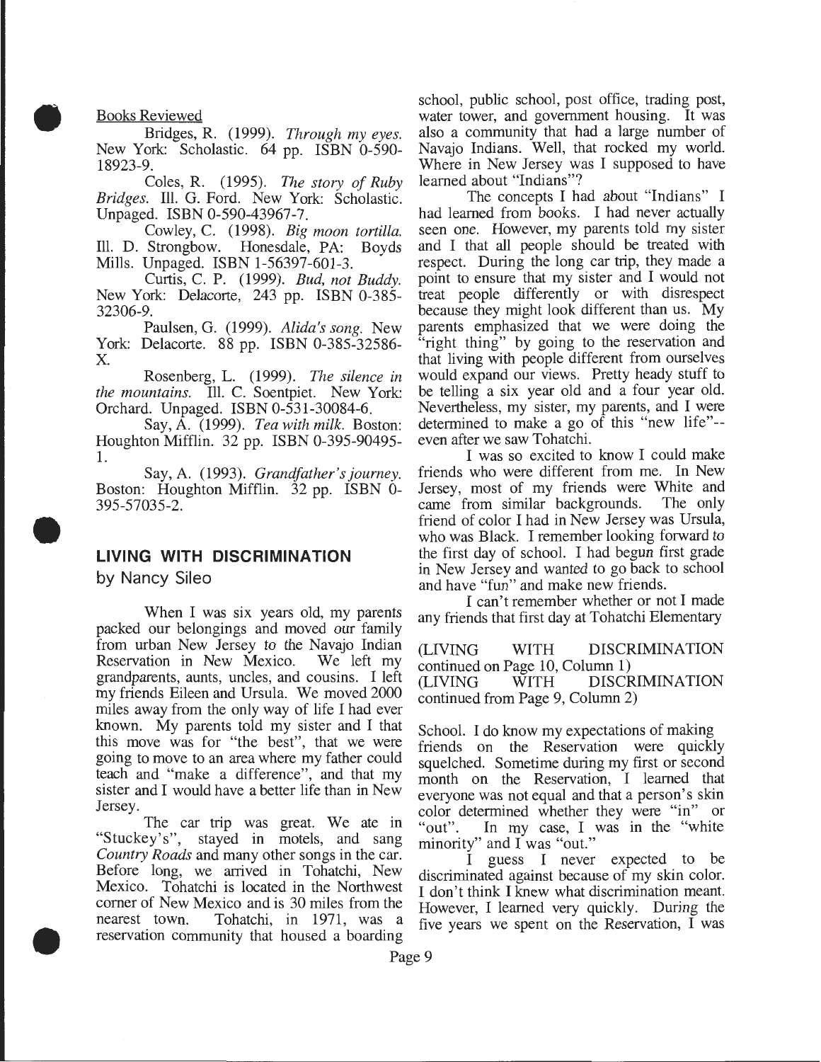Books Reviewed

Bridges, R. (1999). *Through my eyes.* New York: Scholastic. 64 pp. ISBN 0-590-18923-9.

Coles, R. (1995). *The story of Ruby Bridges.* Ill. G. Ford. New York: Scholastic. Unpaged. ISBN 0-590-43967-7.

Cowley, C. (1998). *Big moon tortilla.* Ill. D. Strongbow. Honesdale, PA: Boyds Mills. Unpaged. ISBN 1-56397-601-3.

Curtis, C. P. (1999). *Bud, not Buddy.* New York: Delacorte, 243 pp. ISBN 0-385-32306-9.

Paulsen, G. (1999). *Alida's song.* New York: Delacorte. 88 pp. ISBN 0-385-32586-X.

Rosenberg, L. (1999). *The silence in the mountains.* Ill. C. Soentpiet. New York: Orchard. Unpaged. ISBN 0-531-30084-6.

Say, A. (1999). *Tea with milk.* Boston: Houghton Mifflin. 32 pp. ISBN 0-395-90495-1.

Say, A. (1993). *Grandfather's journey.* Boston: Houghton Mifflin. 32 pp. ISBN 0-395-57035-2.

## LIVING WITH DISCRIMINATION

by Nancy Sileo

When I was six years old, my parents packed our belongings and moved our family from urban New Jersey to the Navajo Indian Reservation in New Mexico. We left my grandparents, aunts, uncles, and cousins. I left my friends Eileen and Ursula. We moved 2000 miles away from the only way of life I had ever known. My parents told my sister and I that this move was for "the best", that we were going to move to an area where my father could teach and "make a difference", and that my sister and I would have a better life than in New Jersey.

The car trip was great. We ate in "Stuckey's", stayed in motels, and sang *Country Roads* and many other songs in the car. Before long, we arrived in Tohatchi, New Mexico. Tohatchi is located in the Northwest corner of New Mexico and is 30 miles from the nearest town. Tohatchi, in 1971, was a reservation community that housed a boarding school, public school, post office, trading post, water tower, and government housing. It was also a community that had a large number of Navajo Indians. Well, that rocked my world. Where in New Jersey was I supposed to have learned about "Indians"?

The concepts I had about "Indians" I had learned from books. I had never actually seen one. However, my parents told my sister and I that all people should be treated with respect. During the long car trip, they made a point to ensure that my sister and I would not treat people differently or with disrespect because they might look different than us. My parents emphasized that we were doing the "right thing" by going to the reservation and that living with people different from ourselves would expand our views. Pretty heady stuff to be telling a six year old and a four year old. Nevertheless, my sister, my parents, and I were determined to make a go of this "new life"--even after we saw Tohatchi.

I was so excited to know I could make friends who were different from me. In New Jersey, most of my friends were White and came from similar backgrounds. The only friend of color I had in New Jersey was Ursula, who was Black. I remember looking forward to the first day of school. I had begun first grade in New Jersey and wanted to go back to school and have "fun" and make new friends.

I can't remember whether or not I made any friends that first day at Tohatchi Elementary

(LIVING WITH DISCRIMINATION continued on Page 10, Column 1)

(LIVING WITH DISCRIMINATION continued from Page 9, Column 2)

School. I do know my expectations of making friends on the Reservation were quickly squelched. Sometime during my first or second month on the Reservation, I learned that everyone was not equal and that a person's skin color determined whether they were "in" or "out". In my case, I was in the "white minority" and I was "out."

I guess I never expected to be discriminated against because of my skin color. I don't think I knew what discrimination meant. However, I learned very quickly. During the five years we spent on the Reservation, I was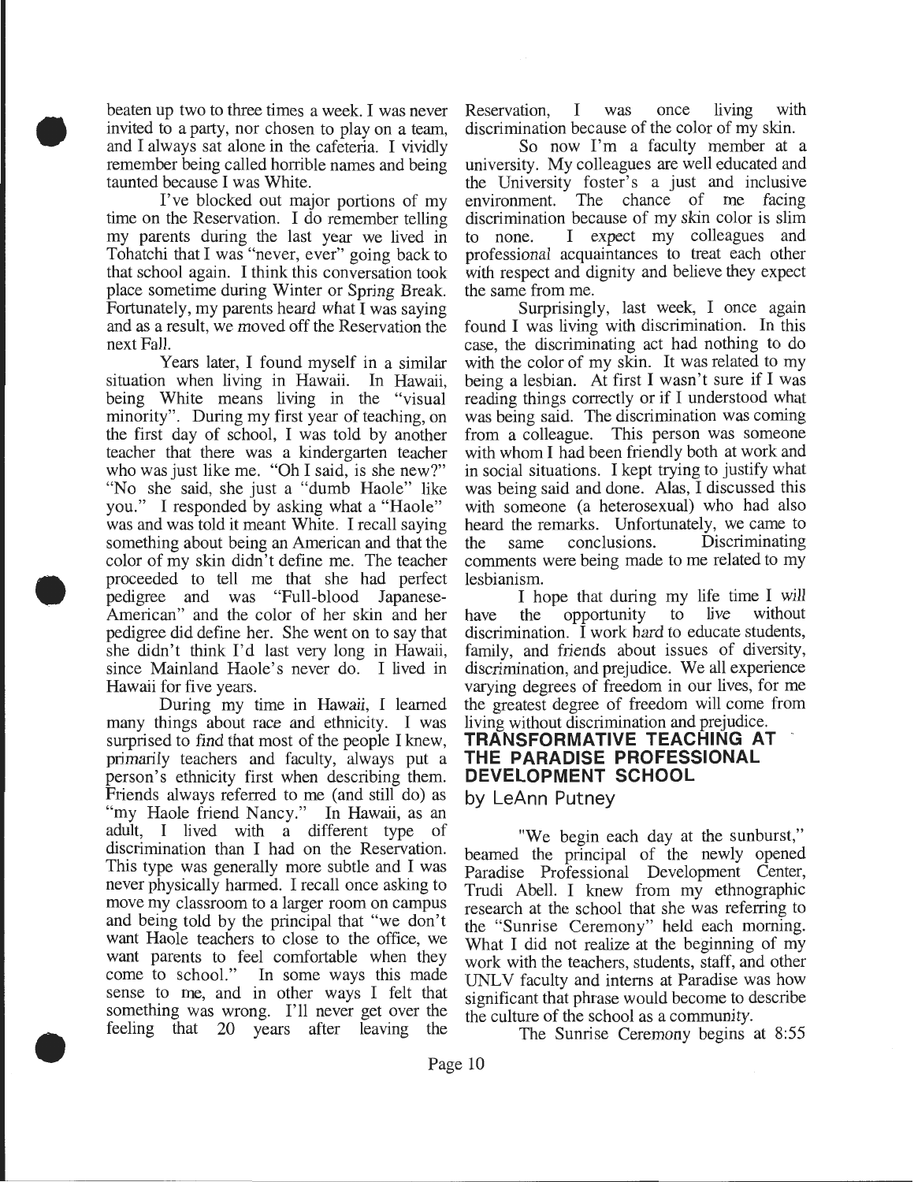beaten up two to three times a week. I was never invited to a party, nor chosen to play on a team, and I always sat alone in the cafeteria. I vividly remember being called horrible names and being taunted because I was White.

I've blocked out major portions of my time on the Reservation. I do remember telling my parents during the last year we lived in Tohatchi that I was "never, ever" going back to that school again. I think this conversation took place sometime during Winter or Spring Break. Fortunately, my parents heard what I was saying and as a result, we moved off the Reservation the next Fall.

Years later, I found myself in a similar situation when living in Hawaii. In Hawaii, being White means living in the "visual minority". During my first year of teaching, on the first day of school, I was told by another teacher that there was a kindergarten teacher who was just like me. "Oh I said, is she new?" "No she said, she just a "dumb Haole" like you." I responded by asking what a "Haole" was and was told it meant White. I recall saying something about being an American and that the color of my skin didn't define me. The teacher proceeded to tell me that she had perfect pedigree and was "Full-blood Japanese-American" and the color of her skin and her pedigree did define her. She went on to say that she didn't think I'd last very long in Hawaii, since Mainland Haole's never do. I lived in Hawaii for five years.

During my time in Hawaii, I learned many things about race and ethnicity. I was surprised to find that most of the people I knew, primarily teachers and faculty, always put a person's ethnicity first when describing them. Friends always referred to me (and still do) as "my Haole friend Nancy." In Hawaii, as an adult, I lived with a different type of discrimination than I had on the Reservation. This type was generally more subtle and I was never physically harmed. I recall once asking to move my classroom to a larger room on campus and being told by the principal that "we don't want Haole teachers to close to the office, we want parents to feel comfortable when they come to school." In some ways this made sense to me, and in other ways I felt that something was wrong. I'll never get over the feeling that 20 years after leaving the Reservation, I was once living with discrimination because of the color of my skin.

So now I'm a faculty member at a university. My colleagues are well educated and the University foster's a just and inclusive environment. The chance of me facing discrimination because of my skin color is slim to none. I expect my colleagues and professional acquaintances to treat each other with respect and dignity and believe they expect the same from me.

Surprisingly, last week, I once again found I was living with discrimination. In this case, the discriminating act had nothing to do with the color of my skin. It was related to my being a lesbian. At first I wasn't sure if I was reading things correctly or if I understood what was being said. The discrimination was coming from a colleague. This person was someone with whom I had been friendly both at work and in social situations. I kept trying to justify what was being said and done. Alas, I discussed this with someone (a heterosexual) who had also heard the remarks. Unfortunately, we came to the same conclusions. Discriminating comments were being made to me related to my lesbianism.

I hope that during my life time I will have the opportunity to live without discrimination. I work hard to educate students, family, and friends about issues of diversity, discrimination, and prejudice. We all experience varying degrees of freedom in our lives, for me the greatest degree of freedom will come from living without discrimination and prejudice.

## TRANSFORMATIVE TEACHING AT THE PARADISE PROFESSIONAL DEVELOPMENT SCHOOL

by LeAnn Putney

"We begin each day at the sunburst," beamed the principal of the newly opened Paradise Professional Development Center, Trudi Abell. I knew from my ethnographic research at the school that she was referring to the "Sunrise Ceremony" held each morning. What I did not realize at the beginning of my work with the teachers, students, staff, and other UNLV faculty and interns at Paradise was how significant that phrase would become to describe the culture of the school as a community.

The Sunrise Ceremony begins at 8:55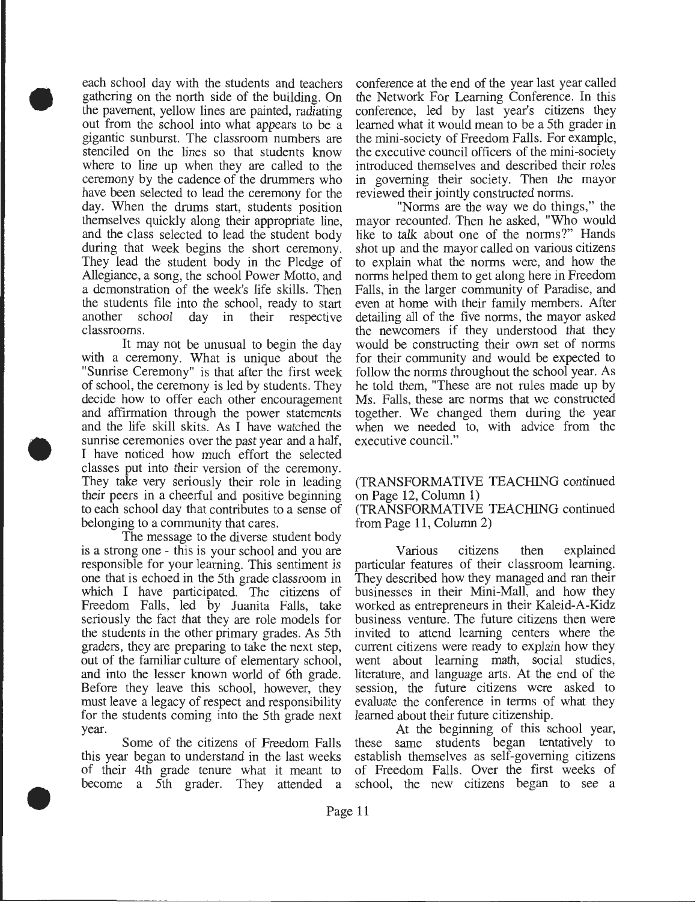each school day with the students and teachers gathering on the north side of the building. On the pavement, yellow lines are painted, radiating out from the school into what appears to be a gigantic sunburst. The classroom numbers are stenciled on the lines so that students know where to line up when they are called to the ceremony by the cadence of the drummers who have been selected to lead the ceremony for the day. When the drums start, students position themselves quickly along their appropriate line, and the class selected to lead the student body during that week begins the short ceremony. They lead the student body in the Pledge of Allegiance, a song, the school Power Motto, and a demonstration of the week's life skills. Then the students file into the school, ready to start another school day in their respective classrooms.

It may not be unusual to begin the day with a ceremony. What is unique about the "Sunrise Ceremony" is that after the first week of school, the ceremony is led by students. They decide how to offer each other encouragement and affirmation through the power statements and the life skill skits. As I have watched the sunrise ceremonies over the past year and a half, I have noticed how much effort the selected classes put into their version of the ceremony. They take very seriously their role in leading their peers in a cheerful and positive beginning to each school day that contributes to a sense of belonging to a community that cares.

The message to the diverse student body is a strong one - this is your school and you are responsible for your learning. This sentiment is one that is echoed in the 5th grade classroom in which I have participated. The citizens of Freedom Falls, led by Juanita Falls, take seriously the fact that they are role models for the students in the other primary grades. As 5th graders, they are preparing to take the next step, out of the familiar culture of elementary school, and into the lesser known world of 6th grade. Before they leave this school, however, they must leave a legacy of respect and responsibility for the students coming into the 5th grade next year.

Some of the citizens of Freedom Falls this year began to understand in the last weeks of their 4th grade tenure what it meant to become a 5th grader. They attended a conference at the end of the year last year called the Network For Learning Conference. In this conference, led by last year's citizens they learned what it would mean to be a 5th grader in the mini-society of Freedom Falls. For example, the executive council officers of the mini-society introduced themselves and described their roles in governing their society. Then the mayor reviewed their jointly constructed norms.

"Norms are the way we do things," the mayor recounted. Then he asked, "Who would like to talk about one of the norms?" Hands shot up and the mayor called on various citizens to explain what the norms were, and how the norms helped them to get along here in Freedom Falls, in the larger community of Paradise, and even at home with their family members. After detailing all of the five norms, the mayor asked the newcomers if they understood that they would be constructing their own set of norms for their community and would be expected to follow the norms throughout the school year. As he told them, "These are not rules made up by Ms. Falls, these are norms that we constructed together. We changed them during the year when we needed to, with advice from the executive council."

(TRANSFORMATIVE TEACHING continued on Page 12, Column 1)

(TRANSFORMATIVE TEACHING continued from Page 11, Column 2)

Various citizens then explained particular features of their classroom learning. They described how they managed and ran their businesses in their Mini-Mall, and how they worked as entrepreneurs in their Kaleid-A-Kidz business venture. The future citizens then were invited to attend learning centers where the current citizens were ready to explain how they went about learning math, social studies, literature, and language arts. At the end of the session, the future citizens were asked to evaluate the conference in terms of what they learned about their future citizenship.

At the beginning of this school year, these same students began tentatively to establish themselves as self-governing citizens of Freedom Falls. Over the first weeks of school, the new citizens began to see a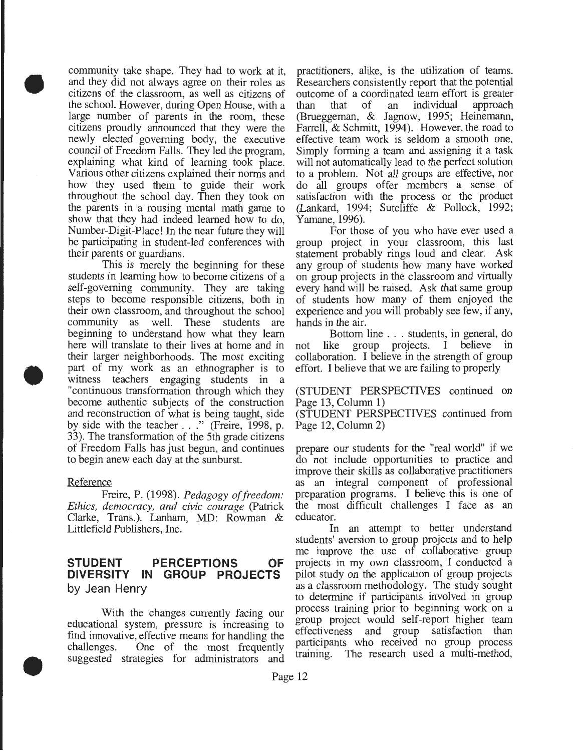community take shape. They had to work at it, and they did not always agree on their roles as citizens of the classroom, as well as citizens of the school. However, during Open House, with a large number of parents in the room, these citizens proudly announced that they were the newly elected governing body, the executive council of Freedom Falls. They led the program, explaining what kind of learning took place. Various other citizens explained their norms and how they used them to guide their work throughout the school day. Then they took on the parents in a rousing mental math game to show that they had indeed learned how to do, Number-Digit-Place! In the near future they will be participating in student-led conferences with their parents or guardians.

This is merely the beginning for these students in learning how to become citizens of a self-governing community. They are taking steps to become responsible citizens, both in their own classroom, and throughout the school community as well. These students are beginning to understand how what they learn here will translate to their lives at home and in their larger neighborhoods. The most exciting part of my work as an ethnographer is to witness teachers engaging students in a "continuous transformation through which they become authentic subjects of the construction and reconstruction of what is being taught, side by side with the teacher . . ." (Freire, 1998, p. 33). The transformation of the 5th grade citizens of Freedom Falls has just begun, and continues to begin anew each day at the sunburst.

Reference

Freire, P. (1998). *Pedagogy of freedom: Ethics, democracy, and civic courage* (Patrick Clarke, Trans.). Lanham, MD: Rowman & Littlefield Publishers, Inc.

## STUDENT PERCEPTIONS OF DIVERSITY IN GROUP PROJECTS

by Jean Henry

With the changes currently facing our educational system, pressure is increasing to find innovative, effective means for handling the challenges. One of the most frequently suggested strategies for administrators and practitioners, alike, is the utilization of teams. Researchers consistently report that the potential outcome of a coordinated team effort is greater than that of an individual approach (Brueggeman, & Jagnow, 1995; Heinemann, Farrell, & Schmitt, 1994). However, the road to effective team work is seldom a smooth one. Simply forming a team and assigning it a task will not automatically lead to the perfect solution to a problem. Not all groups are effective, nor do all groups offer members a sense of satisfaction with the process or the product (Lankard, 1994; Sutcliffe & Pollock, 1992; Yamane, 1996).

For those of you who have ever used a group project in your classroom, this last statement probably rings loud and clear. Ask any group of students how many have worked on group projects in the classroom and virtually every hand will be raised. Ask that same group of students how many of them enjoyed the experience and you will probably see few, if any, hands in the air.

Bottom line . . . students, in general, do not like group projects. I believe in collaboration. I believe in the strength of group effort. I believe that we are failing to properly

(STUDENT PERSPECTIVES continued on Page 13, Column 1)

(STUDENT PERSPECTIVES continued from Page 12, Column 2)

prepare our students for the "real world" if we do not include opportunities to practice and improve their skills as collaborative practitioners as an integral component of professional preparation programs. I believe this is one of the most difficult challenges I face as an educator.

In an attempt to better understand students' aversion to group projects and to help me improve the use of collaborative group projects in my own classroom, I conducted a pilot study on the application of group projects as a classroom methodology. The study sought to determine if participants involved in group process training prior to beginning work on a group project would self-report higher team effectiveness and group satisfaction than participants who received no group process training. The research used a multi-method,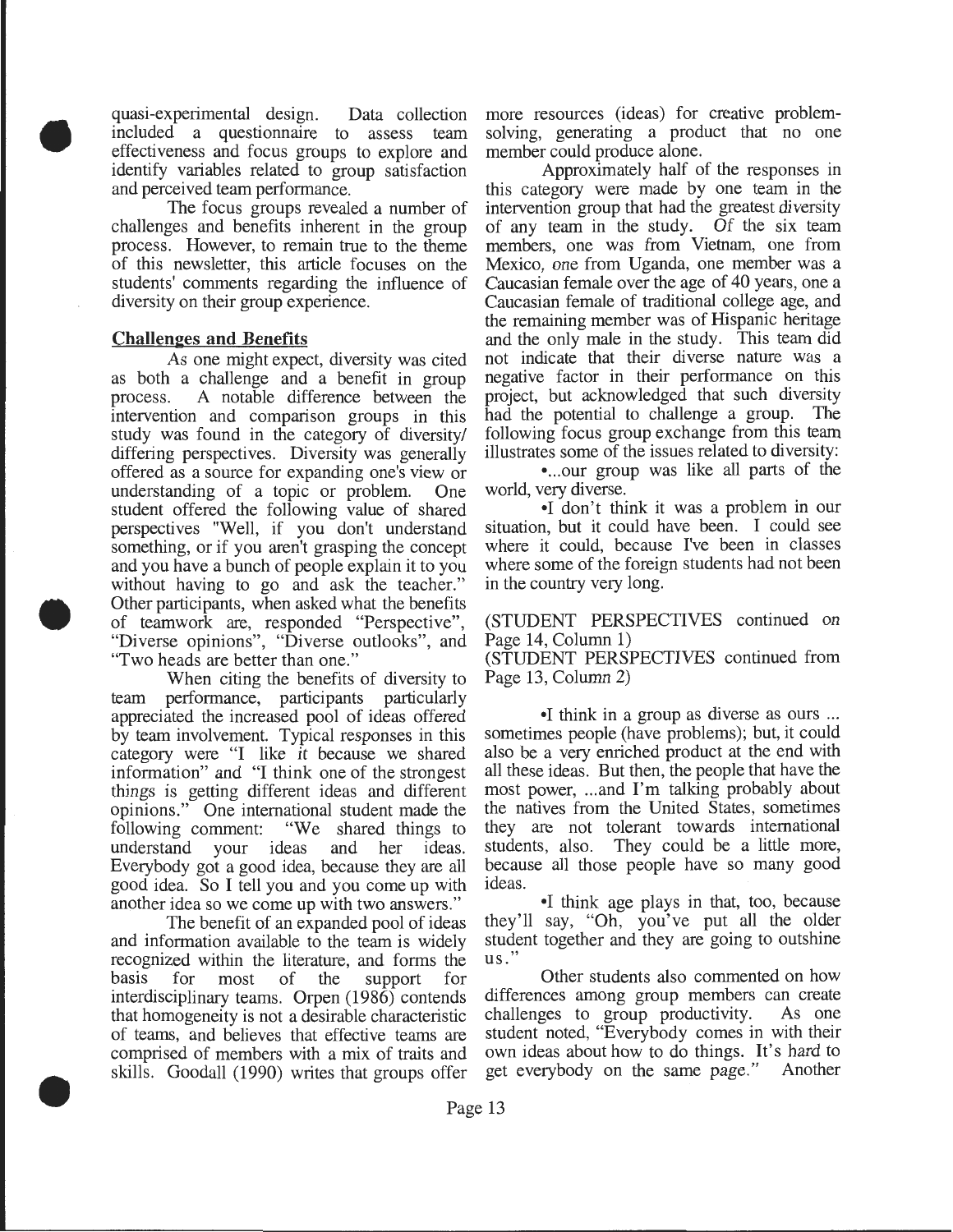quasi-experimental design. Data collection included a questionnaire to assess team effectiveness and focus groups to explore and identify variables related to group satisfaction and perceived team performance.

The focus groups revealed a number of challenges and benefits inherent in the group process. However, to remain true to the theme of this newsletter, this article focuses on the students' comments regarding the influence of diversity on their group experience.

**Challenges and Benefits**

As one might expect, diversity was cited as both a challenge and a benefit in group process. A notable difference between the intervention and comparison groups in this study was found in the category of diversity/ differing perspectives. Diversity was generally offered as a source for expanding one's view or understanding of a topic or problem. One student offered the following value of shared perspectives "Well, if you don't understand something, or if you aren't grasping the concept and you have a bunch of people explain it to you without having to go and ask the teacher." Other participants, when asked what the benefits of teamwork are, responded "Perspective", "Diverse opinions", "Diverse outlooks", and "Two heads are better than one."

When citing the benefits of diversity to team performance, participants particularly appreciated the increased pool of ideas offered by team involvement. Typical responses in this category were "I like it because we shared information" and "I think one of the strongest things is getting different ideas and different opinions." One international student made the following comment: "We shared things to understand your ideas and her ideas. Everybody got a good idea, because they are all good idea. So I tell you and you come up with another idea so we come up with two answers."

The benefit of an expanded pool of ideas and information available to the team is widely recognized within the literature, and forms the basis for most of the support for interdisciplinary teams. Orpen (1986) contends that homogeneity is not a desirable characteristic of teams, and believes that effective teams are comprised of members with a mix of traits and skills. Goodall (1990) writes that groups offer more resources (ideas) for creative problem-solving, generating a product that no one member could produce alone.

Approximately half of the responses in this category were made by one team in the intervention group that had the greatest diversity of any team in the study. Of the six team members, one was from Vietnam, one from Mexico, one from Uganda, one member was a Caucasian female over the age of 40 years, one a Caucasian female of traditional college age, and the remaining member was of Hispanic heritage and the only male in the study. This team did not indicate that their diverse nature was a negative factor in their performance on this project, but acknowledged that such diversity had the potential to challenge a group. The following focus group exchange from this team illustrates some of the issues related to diversity:

•...our group was like all parts of the world, very diverse.

•I don't think it was a problem in our situation, but it could have been. I could see where it could, because I've been in classes where some of the foreign students had not been in the country very long.

(STUDENT PERSPECTIVES continued on Page 14, Column 1)

(STUDENT PERSPECTIVES continued from Page 13, Column 2)

•I think in a group as diverse as ours ... sometimes people (have problems); but, it could also be a very enriched product at the end with all these ideas. But then, the people that have the most power, ...and I'm talking probably about the natives from the United States, sometimes they are not tolerant towards international students, also. They could be a little more, because all those people have so many good ideas.

•I think age plays in that, too, because they'll say, "Oh, you've put all the older student together and they are going to outshine us."

Other students also commented on how differences among group members can create challenges to group productivity. As one student noted, "Everybody comes in with their own ideas about how to do things. It's hard to get everybody on the same page." Another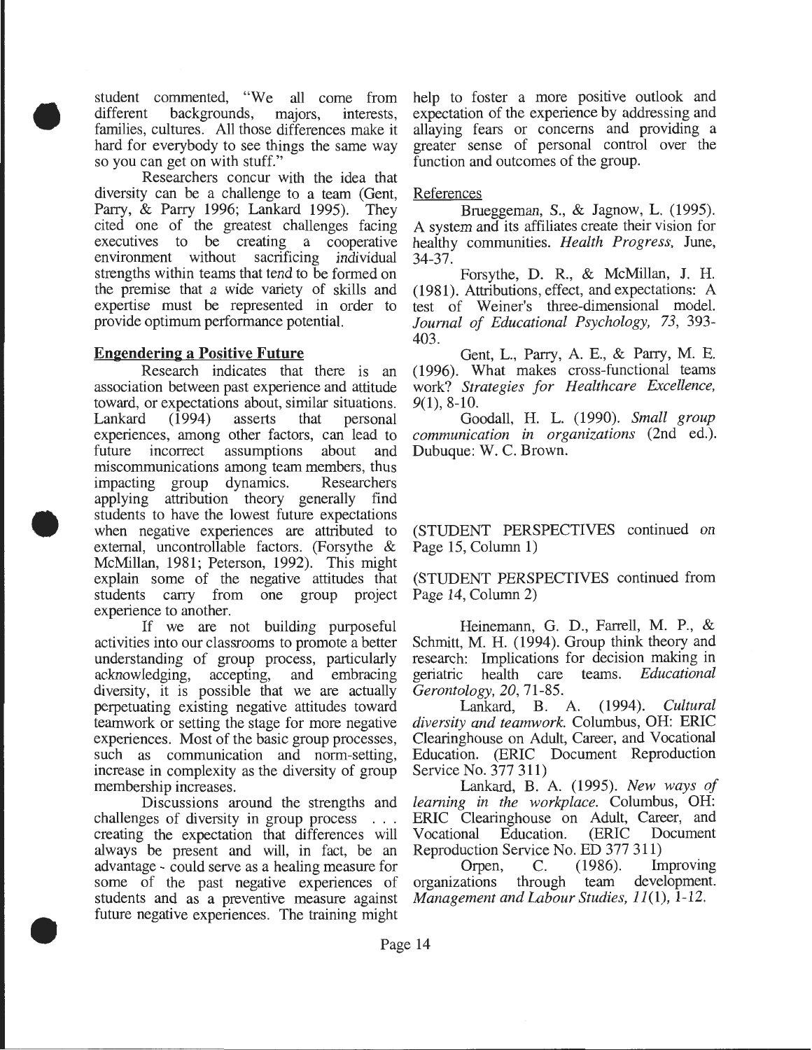student commented, "We all come from different backgrounds, majors, interests, families, cultures. All those differences make it hard for everybody to see things the same way so you can get on with stuff."

Researchers concur with the idea that diversity can be a challenge to a team (Gent, Parry, & Parry 1996; Lankard 1995). They cited one of the greatest challenges facing executives to be creating a cooperative environment without sacrificing individual strengths within teams that tend to be formed on the premise that a wide variety of skills and expertise must be represented in order to provide optimum performance potential.

## Engendering a Positive Future

Research indicates that there is an association between past experience and attitude toward, or expectations about, similar situations. Lankard (1994) asserts that personal experiences, among other factors, can lead to future incorrect assumptions about and miscommunications among team members, thus impacting group dynamics. Researchers applying attribution theory generally find students to have the lowest future expectations when negative experiences are attributed to external, uncontrollable factors. (Forsythe & McMillan, 1981; Peterson, 1992). This might explain some of the negative attitudes that students carry from one group project experience to another.

If we are not building purposeful activities into our classrooms to promote a better understanding of group process, particularly acknowledging, accepting, and embracing diversity, it is possible that we are actually perpetuating existing negative attitudes toward teamwork or setting the stage for more negative experiences. Most of the basic group processes, such as communication and norm-setting, increase in complexity as the diversity of group membership increases.

Discussions around the strengths and challenges of diversity in group process . . . creating the expectation that differences will always be present and will, in fact, be an advantage - could serve as a healing measure for some of the past negative experiences of students and as a preventive measure against future negative experiences. The training might help to foster a more positive outlook and expectation of the experience by addressing and allaying fears or concerns and providing a greater sense of personal control over the function and outcomes of the group.

## References

Brueggeman, S., & Jagnow, L. (1995). A system and its affiliates create their vision for healthy communities. *Health Progress*, June, 34-37.

Forsythe, D. R., & McMillan, J. H. (1981). Attributions, effect, and expectations: A test of Weiner's three-dimensional model. *Journal of Educational Psychology, 73*, 393-403.

Gent, L., Parry, A. E., & Parry, M. E. (1996). What makes cross-functional teams work? *Strategies for Healthcare Excellence, 9*(1), 8-10.

Goodall, H. L. (1990). *Small group communication in organizations* (2nd ed.). Dubuque: W. C. Brown.

(STUDENT PERSPECTIVES continued on Page 15, Column 1)

(STUDENT PERSPECTIVES continued from Page 14, Column 2)

Heinemann, G. D., Farrell, M. P., & Schmitt, M. H. (1994). Group think theory and research: Implications for decision making in geriatric health care teams. *Educational Gerontology, 20*, 71-85.

Lankard, B. A. (1994). *Cultural diversity and teamwork.* Columbus, OH: ERIC Clearinghouse on Adult, Career, and Vocational Education. (ERIC Document Reproduction Service No. 377 311)

Lankard, B. A. (1995). *New ways of learning in the workplace.* Columbus, OH: ERIC Clearinghouse on Adult, Career, and Vocational Education. (ERIC Document Reproduction Service No. ED 377 311)

Orpen, C. (1986). Improving organizations through team development. *Management and Labour Studies, 11*(1), 1-12.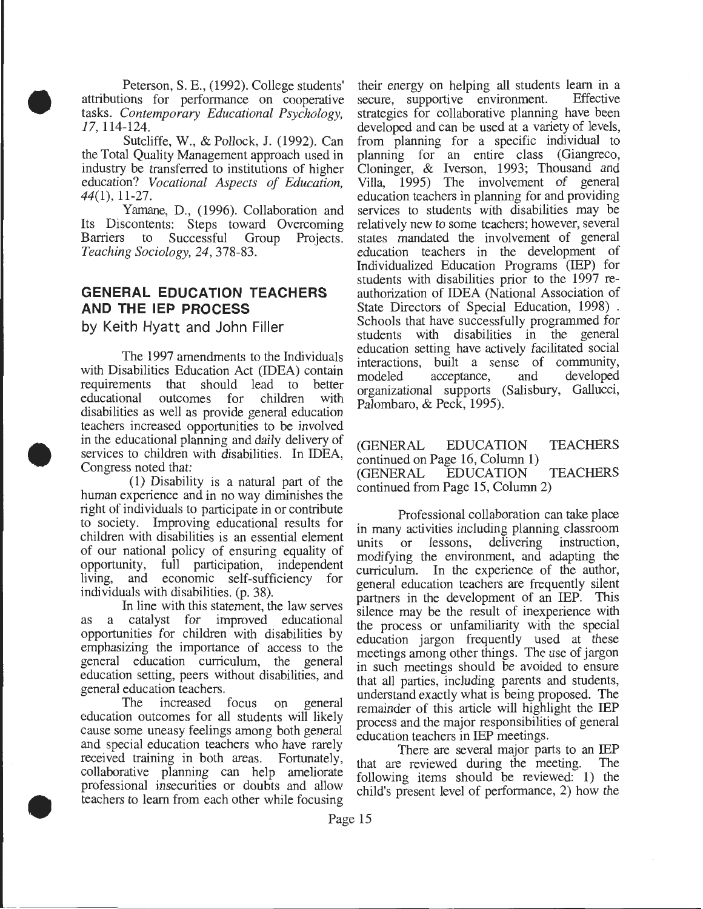Peterson, S. E., (1992). College students' attributions for performance on cooperative tasks. *Contemporary Educational Psychology, 17*, 114-124.

Sutcliffe, W., & Pollock, J. (1992). Can the Total Quality Management approach used in industry be transferred to institutions of higher education? *Vocational Aspects of Education, 44*(1), 11-27.

Yamane, D., (1996). Collaboration and Its Discontents: Steps toward Overcoming Barriers to Successful Group Projects. *Teaching Sociology, 24*, 378-83.

## GENERAL EDUCATION TEACHERS AND THE IEP PROCESS

by Keith Hyatt and John Filler

The 1997 amendments to the Individuals with Disabilities Education Act (IDEA) contain requirements that should lead to better educational outcomes for children with disabilities as well as provide general education teachers increased opportunities to be involved in the educational planning and daily delivery of services to children with disabilities. In IDEA, Congress noted that:

(1) Disability is a natural part of the human experience and in no way diminishes the right of individuals to participate in or contribute to society. Improving educational results for children with disabilities is an essential element of our national policy of ensuring equality of opportunity, full participation, independent living, and economic self-sufficiency for individuals with disabilities. (p. 38).

In line with this statement, the law serves as a catalyst for improved educational opportunities for children with disabilities by emphasizing the importance of access to the general education curriculum, the general education setting, peers without disabilities, and general education teachers.

The increased focus on general education outcomes for all students will likely cause some uneasy feelings among both general and special education teachers who have rarely received training in both areas. Fortunately, collaborative planning can help ameliorate professional insecurities or doubts and allow teachers to learn from each other while focusing their energy on helping all students learn in a secure, supportive environment. Effective strategies for collaborative planning have been developed and can be used at a variety of levels, from planning for a specific individual to planning for an entire class (Giangreco, Cloninger, & Iverson, 1993; Thousand and Villa, 1995) The involvement of general education teachers in planning for and providing services to students with disabilities may be relatively new to some teachers; however, several states mandated the involvement of general education teachers in the development of Individualized Education Programs (IEP) for students with disabilities prior to the 1997 reauthorization of IDEA (National Association of State Directors of Special Education, 1998) . Schools that have successfully programmed for students with disabilities in the general education setting have actively facilitated social interactions, built a sense of community, modeled acceptance, and developed organizational supports (Salisbury, Gallucci, Palombaro, & Peck, 1995).

(GENERAL EDUCATION TEACHERS continued on Page 16, Column 1)
(GENERAL EDUCATION TEACHERS continued from Page 15, Column 2)

Professional collaboration can take place in many activities including planning classroom units or lessons, delivering instruction, modifying the environment, and adapting the curriculum. In the experience of the author, general education teachers are frequently silent partners in the development of an IEP. This silence may be the result of inexperience with the process or unfamiliarity with the special education jargon frequently used at these meetings among other things. The use of jargon in such meetings should be avoided to ensure that all parties, including parents and students, understand exactly what is being proposed. The remainder of this article will highlight the IEP process and the major responsibilities of general education teachers in IEP meetings.

There are several major parts to an IEP that are reviewed during the meeting. The following items should be reviewed: 1) the child's present level of performance, 2) how the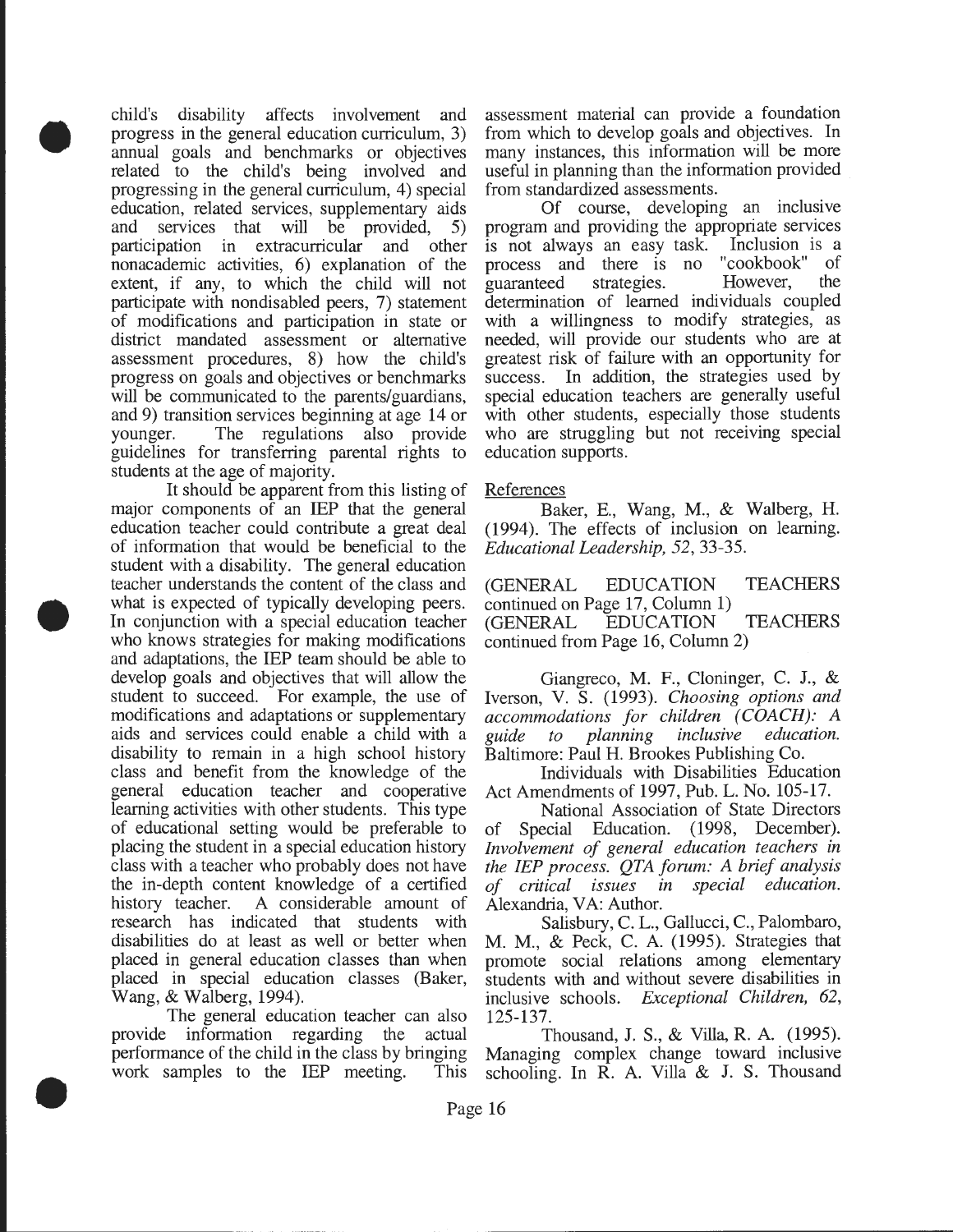child's disability affects involvement and progress in the general education curriculum, 3) annual goals and benchmarks or objectives related to the child's being involved and progressing in the general curriculum, 4) special education, related services, supplementary aids and services that will be provided, 5) participation in extracurricular and other nonacademic activities, 6) explanation of the extent, if any, to which the child will not participate with nondisabled peers, 7) statement of modifications and participation in state or district mandated assessment or alternative assessment procedures, 8) how the child's progress on goals and objectives or benchmarks will be communicated to the parents/guardians, and 9) transition services beginning at age 14 or younger. The regulations also provide guidelines for transferring parental rights to students at the age of majority.

It should be apparent from this listing of major components of an IEP that the general education teacher could contribute a great deal of information that would be beneficial to the student with a disability. The general education teacher understands the content of the class and what is expected of typically developing peers. In conjunction with a special education teacher who knows strategies for making modifications and adaptations, the IEP team should be able to develop goals and objectives that will allow the student to succeed. For example, the use of modifications and adaptations or supplementary aids and services could enable a child with a disability to remain in a high school history class and benefit from the knowledge of the general education teacher and cooperative learning activities with other students. This type of educational setting would be preferable to placing the student in a special education history class with a teacher who probably does not have the in-depth content knowledge of a certified history teacher. A considerable amount of research has indicated that students with disabilities do at least as well or better when placed in general education classes than when placed in special education classes (Baker, Wang, & Walberg, 1994).

The general education teacher can also provide information regarding the actual performance of the child in the class by bringing work samples to the IEP meeting. This assessment material can provide a foundation from which to develop goals and objectives. In many instances, this information will be more useful in planning than the information provided from standardized assessments.

Of course, developing an inclusive program and providing the appropriate services is not always an easy task. Inclusion is a process and there is no "cookbook" of guaranteed strategies. However, the determination of learned individuals coupled with a willingness to modify strategies, as needed, will provide our students who are at greatest risk of failure with an opportunity for success. In addition, the strategies used by special education teachers are generally useful with other students, especially those students who are struggling but not receiving special education supports.

References

Baker, E., Wang, M., & Walberg, H. (1994). The effects of inclusion on learning. *Educational Leadership, 52*, 33-35.

(GENERAL EDUCATION TEACHERS continued on Page 17, Column 1)
(GENERAL EDUCATION TEACHERS continued from Page 16, Column 2)

Giangreco, M. F., Cloninger, C. J., & Iverson, V. S. (1993). *Choosing options and accommodations for children (COACH): A guide to planning inclusive education.* Baltimore: Paul H. Brookes Publishing Co.

Individuals with Disabilities Education Act Amendments of 1997, Pub. L. No. 105-17.

National Association of State Directors of Special Education. (1998, December). *Involvement of general education teachers in the IEP process. QTA forum: A brief analysis of critical issues in special education.* Alexandria, VA: Author.

Salisbury, C. L., Gallucci, C., Palombaro, M. M., & Peck, C. A. (1995). Strategies that promote social relations among elementary students with and without severe disabilities in inclusive schools. *Exceptional Children, 62*, 125-137.

Thousand, J. S., & Villa, R. A. (1995). Managing complex change toward inclusive schooling. In R. A. Villa & J. S. Thousand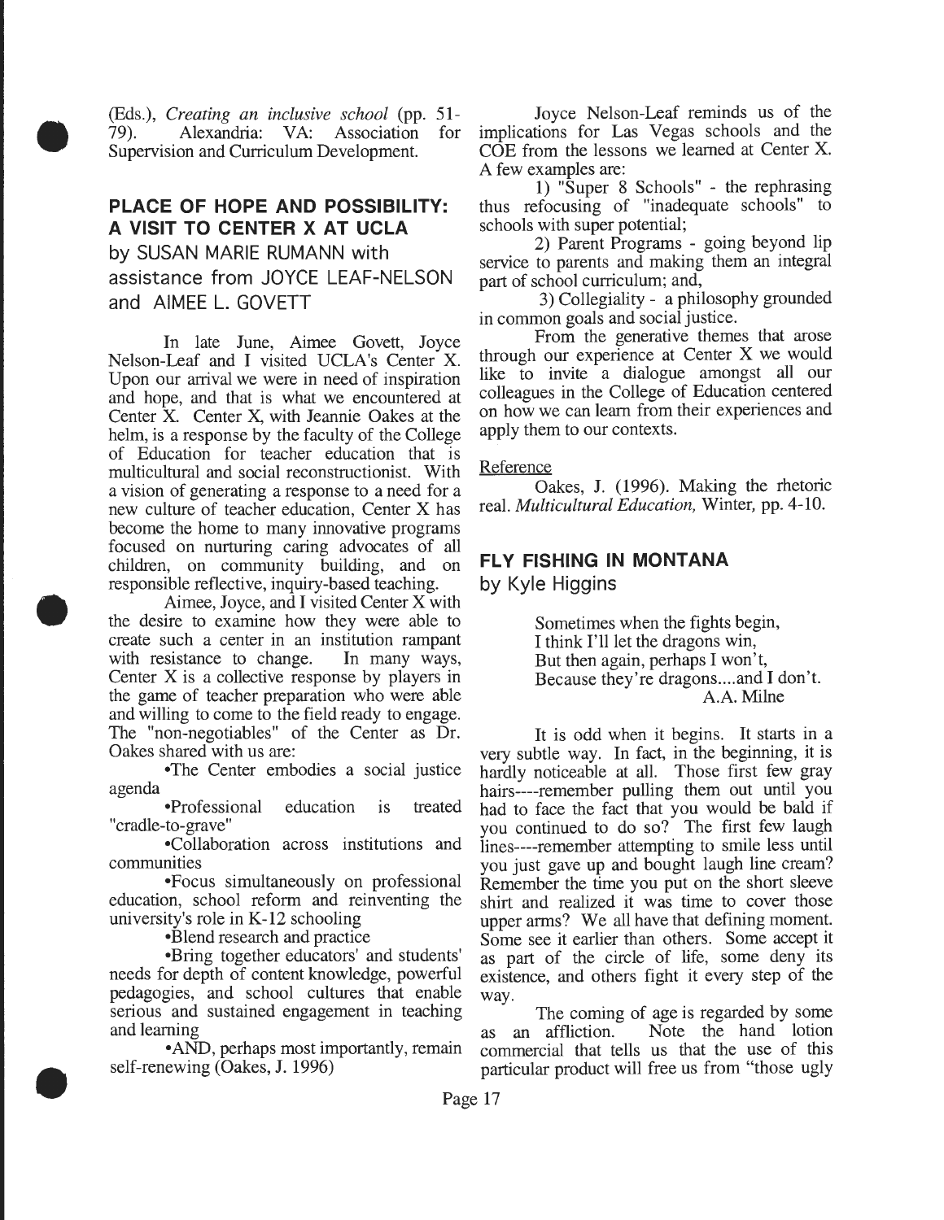(Eds.), *Creating an inclusive school* (pp. 51-79). Alexandria: VA: Association for Supervision and Curriculum Development.

## PLACE OF HOPE AND POSSIBILITY: A VISIT TO CENTER X AT UCLA

by SUSAN MARIE RUMANN with assistance from JOYCE LEAF-NELSON and AIMEE L. GOVETT

In late June, Aimee Govett, Joyce Nelson-Leaf and I visited UCLA's Center X. Upon our arrival we were in need of inspiration and hope, and that is what we encountered at Center X. Center X, with Jeannie Oakes at the helm, is a response by the faculty of the College of Education for teacher education that is multicultural and social reconstructionist. With a vision of generating a response to a need for a new culture of teacher education, Center X has become the home to many innovative programs focused on nurturing caring advocates of all children, on community building, and on responsible reflective, inquiry-based teaching.

Aimee, Joyce, and I visited Center X with the desire to examine how they were able to create such a center in an institution rampant with resistance to change. In many ways, Center X is a collective response by players in the game of teacher preparation who were able and willing to come to the field ready to engage. The "non-negotiables" of the Center as Dr. Oakes shared with us are:

- The Center embodies a social justice agenda
- Professional education is treated "cradle-to-grave"
- Collaboration across institutions and communities
- Focus simultaneously on professional education, school reform and reinventing the university's role in K-12 schooling
- Blend research and practice
- Bring together educators' and students' needs for depth of content knowledge, powerful pedagogies, and school cultures that enable serious and sustained engagement in teaching and learning
- AND, perhaps most importantly, remain self-renewing (Oakes, J. 1996)

Joyce Nelson-Leaf reminds us of the implications for Las Vegas schools and the COE from the lessons we learned at Center X. A few examples are:

1) "Super 8 Schools" - the rephrasing thus refocusing of "inadequate schools" to schools with super potential;

2) Parent Programs - going beyond lip service to parents and making them an integral part of school curriculum; and,

3) Collegiality - a philosophy grounded in common goals and social justice.

From the generative themes that arose through our experience at Center X we would like to invite a dialogue amongst all our colleagues in the College of Education centered on how we can learn from their experiences and apply them to our contexts.

Reference

Oakes, J. (1996). Making the rhetoric real. *Multicultural Education,* Winter, pp. 4-10.

## FLY FISHING IN MONTANA

by Kyle Higgins

> Sometimes when the fights begin,
> I think I'll let the dragons win,
> But then again, perhaps I won't,
> Because they're dragons....and I don't.
>
> A.A. Milne

It is odd when it begins. It starts in a very subtle way. In fact, in the beginning, it is hardly noticeable at all. Those first few gray hairs----remember pulling them out until you had to face the fact that you would be bald if you continued to do so? The first few laugh lines----remember attempting to smile less until you just gave up and bought laugh line cream? Remember the time you put on the short sleeve shirt and realized it was time to cover those upper arms? We all have that defining moment. Some see it earlier than others. Some accept it as part of the circle of life, some deny its existence, and others fight it every step of the way.

The coming of age is regarded by some as an affliction. Note the hand lotion commercial that tells us that the use of this particular product will free us from "those ugly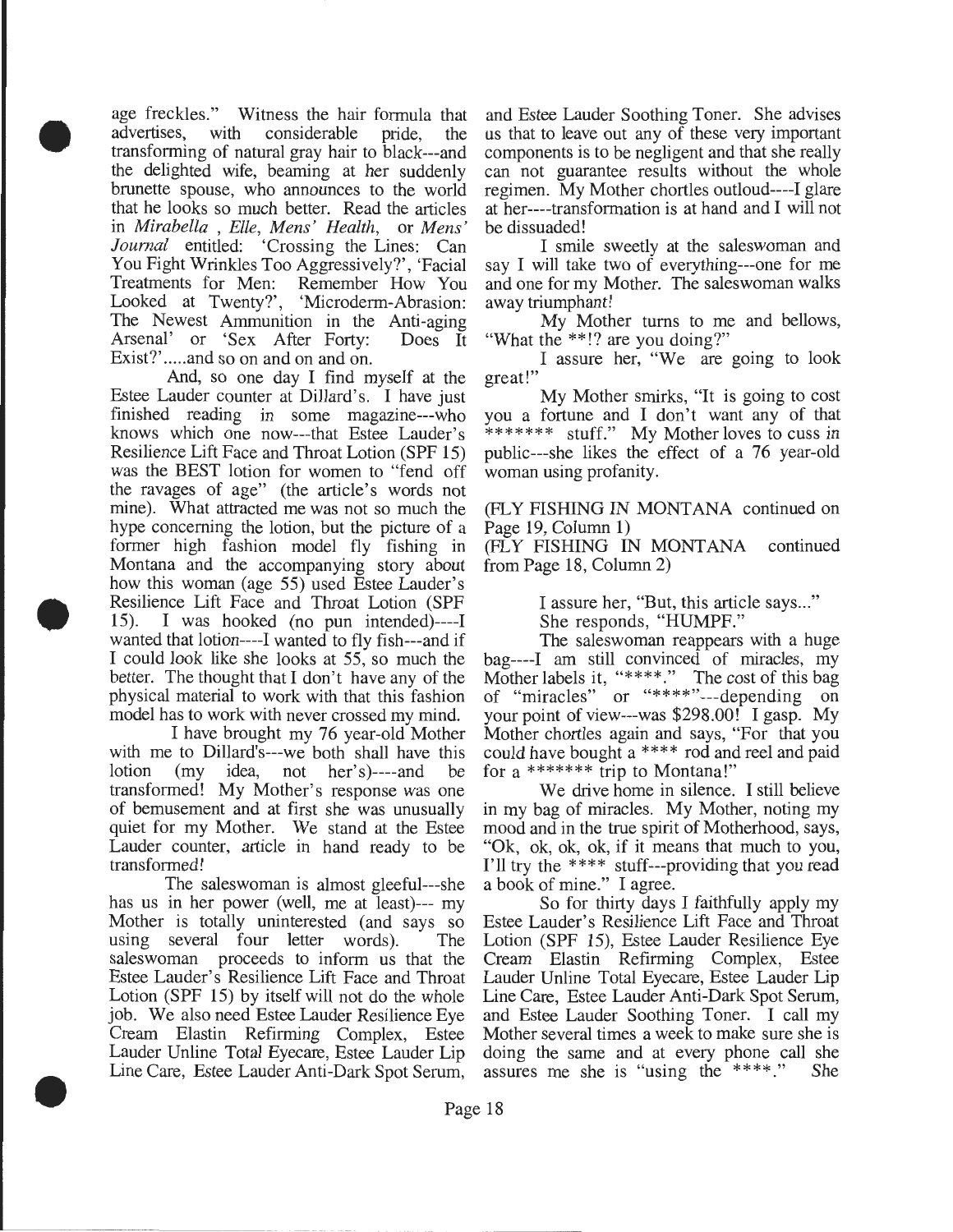age freckles." Witness the hair formula that advertises, with considerable pride, the transforming of natural gray hair to black---and the delighted wife, beaming at her suddenly brunette spouse, who announces to the world that he looks so much better. Read the articles in *Mirabella* , *Elle*, *Mens' Health*, or *Mens' Journal* entitled: 'Crossing the Lines: Can You Fight Wrinkles Too Aggressively?', 'Facial Treatments for Men: Remember How You Looked at Twenty?', 'Microderm-Abrasion: The Newest Ammunition in the Anti-aging Arsenal' or 'Sex After Forty: Does It Exist?'.....and so on and on and on.

And, so one day I find myself at the Estee Lauder counter at Dillard's. I have just finished reading in some magazine---who knows which one now---that Estee Lauder's Resilience Lift Face and Throat Lotion (SPF 15) was the BEST lotion for women to "fend off the ravages of age" (the article's words not mine). What attracted me was not so much the hype concerning the lotion, but the picture of a former high fashion model fly fishing in Montana and the accompanying story about how this woman (age 55) used Estee Lauder's Resilience Lift Face and Throat Lotion (SPF 15). I was hooked (no pun intended)----I wanted that lotion----I wanted to fly fish---and if I could look like she looks at 55, so much the better. The thought that I don't have any of the physical material to work with that this fashion model has to work with never crossed my mind.

I have brought my 76 year-old Mother with me to Dillard's---we both shall have this lotion (my idea, not her's)----and be transformed! My Mother's response was one of bemusement and at first she was unusually quiet for my Mother. We stand at the Estee Lauder counter, article in hand ready to be transformed!

The saleswoman is almost gleeful---she has us in her power (well, me at least)--- my Mother is totally uninterested (and says so using several four letter words). The saleswoman proceeds to inform us that the Estee Lauder's Resilience Lift Face and Throat Lotion (SPF 15) by itself will not do the whole job. We also need Estee Lauder Resilience Eye Cream Elastin Refirming Complex, Estee Lauder Unline Total Eyecare, Estee Lauder Lip Line Care, Estee Lauder Anti-Dark Spot Serum, and Estee Lauder Soothing Toner. She advises us that to leave out any of these very important components is to be negligent and that she really can not guarantee results without the whole regimen. My Mother chortles outloud----I glare at her----transformation is at hand and I will not be dissuaded!

I smile sweetly at the saleswoman and say I will take two of everything---one for me and one for my Mother. The saleswoman walks away triumphant!

My Mother turns to me and bellows, "What the **!? are you doing?"

I assure her, "We are going to look great!"

My Mother smirks, "It is going to cost you a fortune and I don't want any of that ******* stuff." My Mother loves to cuss in public---she likes the effect of a 76 year-old woman using profanity.

(FLY FISHING IN MONTANA continued on Page 19, Column 1)

(FLY FISHING IN MONTANA continued from Page 18, Column 2)

I assure her, "But, this article says..."

She responds, "HUMPF."

The saleswoman reappears with a huge bag----I am still convinced of miracles, my Mother labels it, "****." The cost of this bag of "miracles" or "****"---depending on your point of view---was $298.00! I gasp. My Mother chortles again and says, "For that you could have bought a **** rod and reel and paid for a ******* trip to Montana!"

We drive home in silence. I still believe in my bag of miracles. My Mother, noting my mood and in the true spirit of Motherhood, says, "Ok, ok, ok, ok, if it means that much to you, I'll try the **** stuff---providing that you read a book of mine." I agree.

So for thirty days I faithfully apply my Estee Lauder's Resilience Lift Face and Throat Lotion (SPF 15), Estee Lauder Resilience Eye Cream Elastin Refirming Complex, Estee Lauder Unline Total Eyecare, Estee Lauder Lip Line Care, Estee Lauder Anti-Dark Spot Serum, and Estee Lauder Soothing Toner. I call my Mother several times a week to make sure she is doing the same and at every phone call she assures me she is "using the ****." She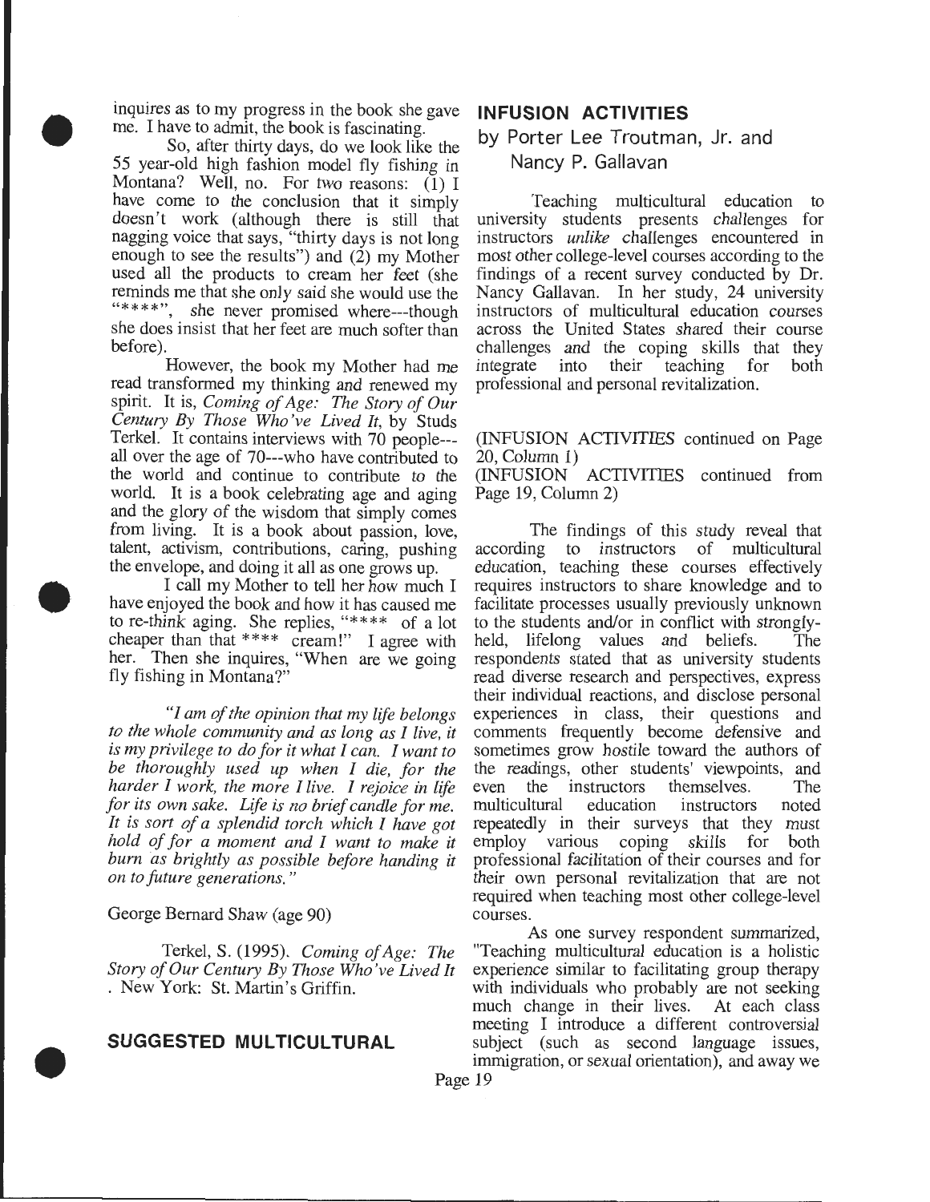inquires as to my progress in the book she gave me. I have to admit, the book is fascinating.

So, after thirty days, do we look like the 55 year-old high fashion model fly fishing in Montana? Well, no. For two reasons: (1) I have come to the conclusion that it simply doesn't work (although there is still that nagging voice that says, "thirty days is not long enough to see the results") and (2) my Mother used all the products to cream her feet (she reminds me that she only said she would use the "****", she never promised where---though she does insist that her feet are much softer than before).

However, the book my Mother had me read transformed my thinking and renewed my spirit. It is, *Coming of Age: The Story of Our Century By Those Who've Lived It*, by Studs Terkel. It contains interviews with 70 people---all over the age of 70---who have contributed to the world and continue to contribute to the world. It is a book celebrating age and aging and the glory of the wisdom that simply comes from living. It is a book about passion, love, talent, activism, contributions, caring, pushing the envelope, and doing it all as one grows up.

I call my Mother to tell her how much I have enjoyed the book and how it has caused me to re-think aging. She replies, "**** of a lot cheaper than that **** cream!" I agree with her. Then she inquires, "When are we going fly fishing in Montana?"

*"I am of the opinion that my life belongs to the whole community and as long as I live, it is my privilege to do for it what I can. I want to be thoroughly used up when I die, for the harder I work, the more I live. I rejoice in life for its own sake. Life is no brief candle for me. It is sort of a splendid torch which I have got hold of for a moment and I want to make it burn as brightly as possible before handing it on to future generations."*

George Bernard Shaw (age 90)

Terkel, S. (1995). *Coming of Age: The Story of Our Century By Those Who've Lived It*. New York: St. Martin's Griffin.

## SUGGESTED MULTICULTURAL INFUSION ACTIVITIES

by Porter Lee Troutman, Jr. and Nancy P. Gallavan

Teaching multicultural education to university students presents challenges for instructors *unlike* challenges encountered in most other college-level courses according to the findings of a recent survey conducted by Dr. Nancy Gallavan. In her study, 24 university instructors of multicultural education courses across the United States shared their course challenges and the coping skills that they integrate into their teaching for both professional and personal revitalization.

(INFUSION ACTIVITIES continued on Page 20, Column 1)

(INFUSION ACTIVITIES continued from Page 19, Column 2)

The findings of this study reveal that according to instructors of multicultural education, teaching these courses effectively requires instructors to share knowledge and to facilitate processes usually previously unknown to the students and/or in conflict with strongly-held, lifelong values and beliefs. The respondents stated that as university students read diverse research and perspectives, express their individual reactions, and disclose personal experiences in class, their questions and comments frequently become defensive and sometimes grow hostile toward the authors of the readings, other students' viewpoints, and even the instructors themselves. The multicultural education instructors noted repeatedly in their surveys that they must employ various coping skills for both professional facilitation of their courses and for their own personal revitalization that are not required when teaching most other college-level courses.

As one survey respondent summarized, "Teaching multicultural education is a holistic experience similar to facilitating group therapy with individuals who probably are not seeking much change in their lives. At each class meeting I introduce a different controversial subject (such as second language issues, immigration, or sexual orientation), and away we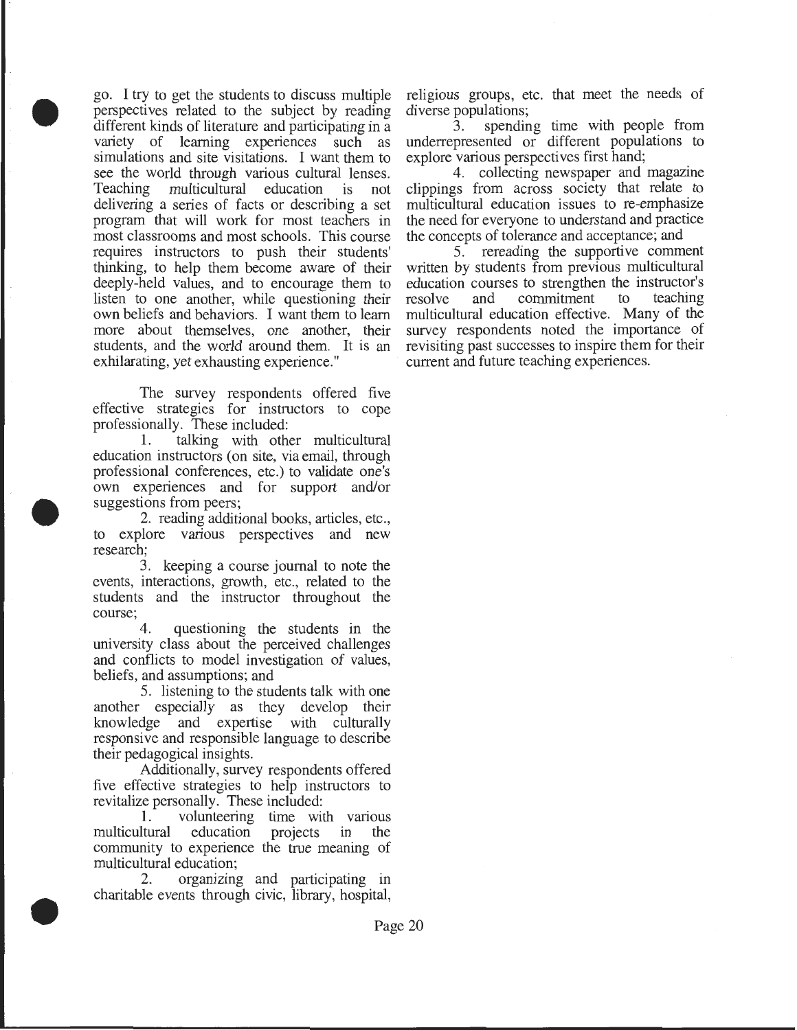go. I try to get the students to discuss multiple perspectives related to the subject by reading different kinds of literature and participating in a variety of learning experiences such as simulations and site visitations. I want them to see the world through various cultural lenses. Teaching multicultural education is not delivering a series of facts or describing a set program that will work for most teachers in most classrooms and most schools. This course requires instructors to push their students' thinking, to help them become aware of their deeply-held values, and to encourage them to listen to one another, while questioning their own beliefs and behaviors. I want them to learn more about themselves, one another, their students, and the world around them. It is an exhilarating, yet exhausting experience."

The survey respondents offered five effective strategies for instructors to cope professionally. These included:

1. talking with other multicultural education instructors (on site, via email, through professional conferences, etc.) to validate one's own experiences and for support and/or suggestions from peers;
2. reading additional books, articles, etc., to explore various perspectives and new research;
3. keeping a course journal to note the events, interactions, growth, etc., related to the students and the instructor throughout the course;
4. questioning the students in the university class about the perceived challenges and conflicts to model investigation of values, beliefs, and assumptions; and
5. listening to the students talk with one another especially as they develop their knowledge and expertise with culturally responsive and responsible language to describe their pedagogical insights.

Additionally, survey respondents offered five effective strategies to help instructors to revitalize personally. These included:

1. volunteering time with various multicultural education projects in the community to experience the true meaning of multicultural education;
2. organizing and participating in charitable events through civic, library, hospital, religious groups, etc. that meet the needs of diverse populations;
3. spending time with people from underrepresented or different populations to explore various perspectives first hand;
4. collecting newspaper and magazine clippings from across society that relate to multicultural education issues to re-emphasize the need for everyone to understand and practice the concepts of tolerance and acceptance; and
5. rereading the supportive comment written by students from previous multicultural education courses to strengthen the instructor's resolve and commitment to teaching multicultural education effective. Many of the survey respondents noted the importance of revisiting past successes to inspire them for their current and future teaching experiences.